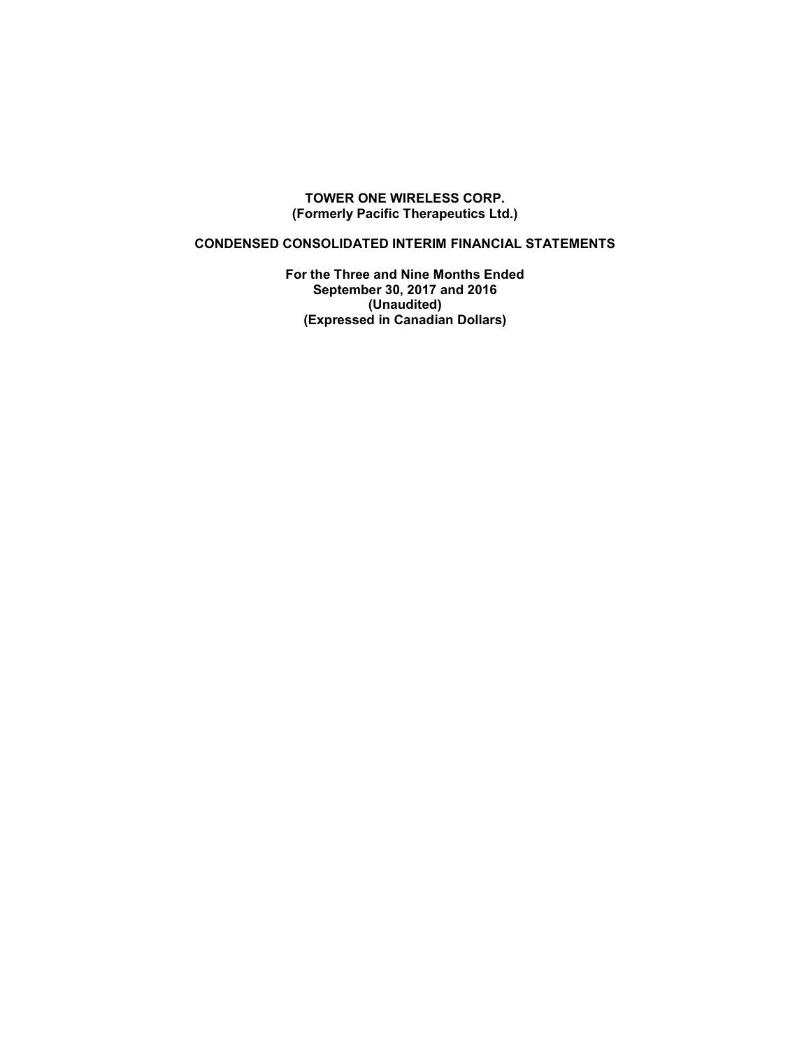**TOWER ONE WIRELESS CORP.**
**(Formerly Pacific Therapeutics Ltd.)**

**CONDENSED CONSOLIDATED INTERIM FINANCIAL STATEMENTS**

**For the Three and Nine Months Ended**
**September 30, 2017 and 2016**
**(Unaudited)**
**(Expressed in Canadian Dollars)**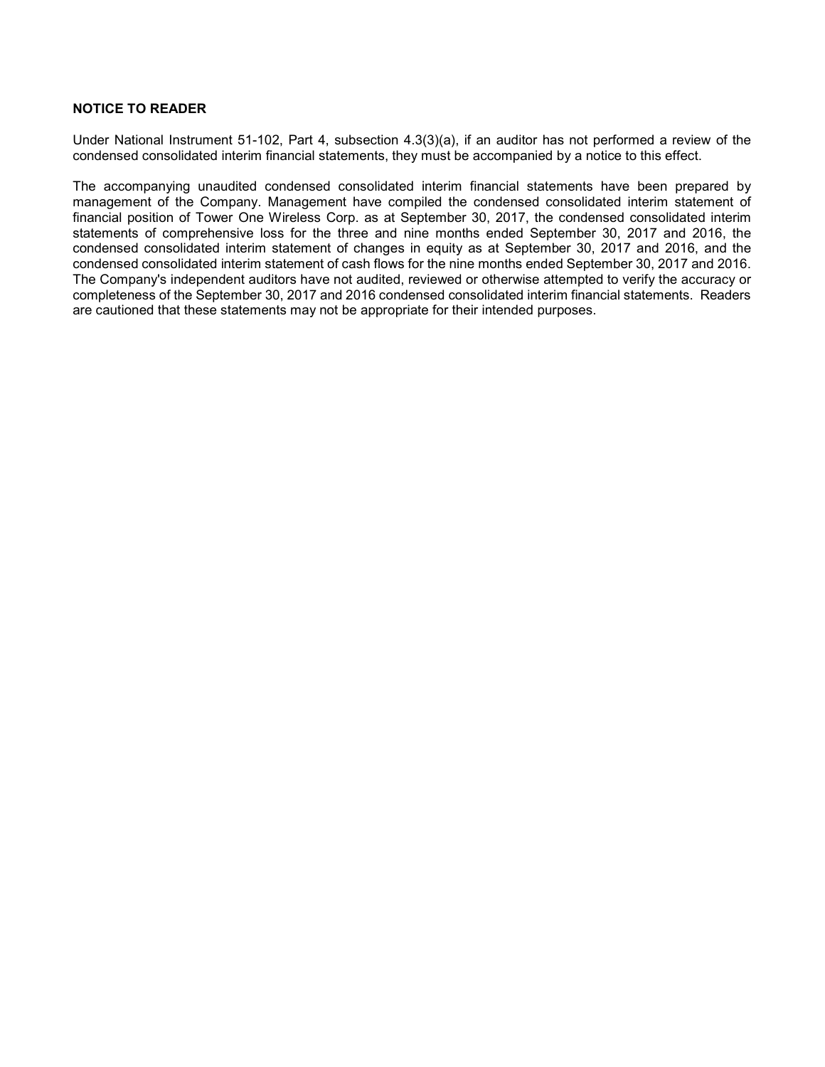**NOTICE TO READER**

Under National Instrument 51-102, Part 4, subsection 4.3(3)(a), if an auditor has not performed a review of the condensed consolidated interim financial statements, they must be accompanied by a notice to this effect.

The accompanying unaudited condensed consolidated interim financial statements have been prepared by management of the Company. Management have compiled the condensed consolidated interim statement of financial position of Tower One Wireless Corp. as at September 30, 2017, the condensed consolidated interim statements of comprehensive loss for the three and nine months ended September 30, 2017 and 2016, the condensed consolidated interim statement of changes in equity as at September 30, 2017 and 2016, and the condensed consolidated interim statement of cash flows for the nine months ended September 30, 2017 and 2016. The Company's independent auditors have not audited, reviewed or otherwise attempted to verify the accuracy or completeness of the September 30, 2017 and 2016 condensed consolidated interim financial statements. Readers are cautioned that these statements may not be appropriate for their intended purposes.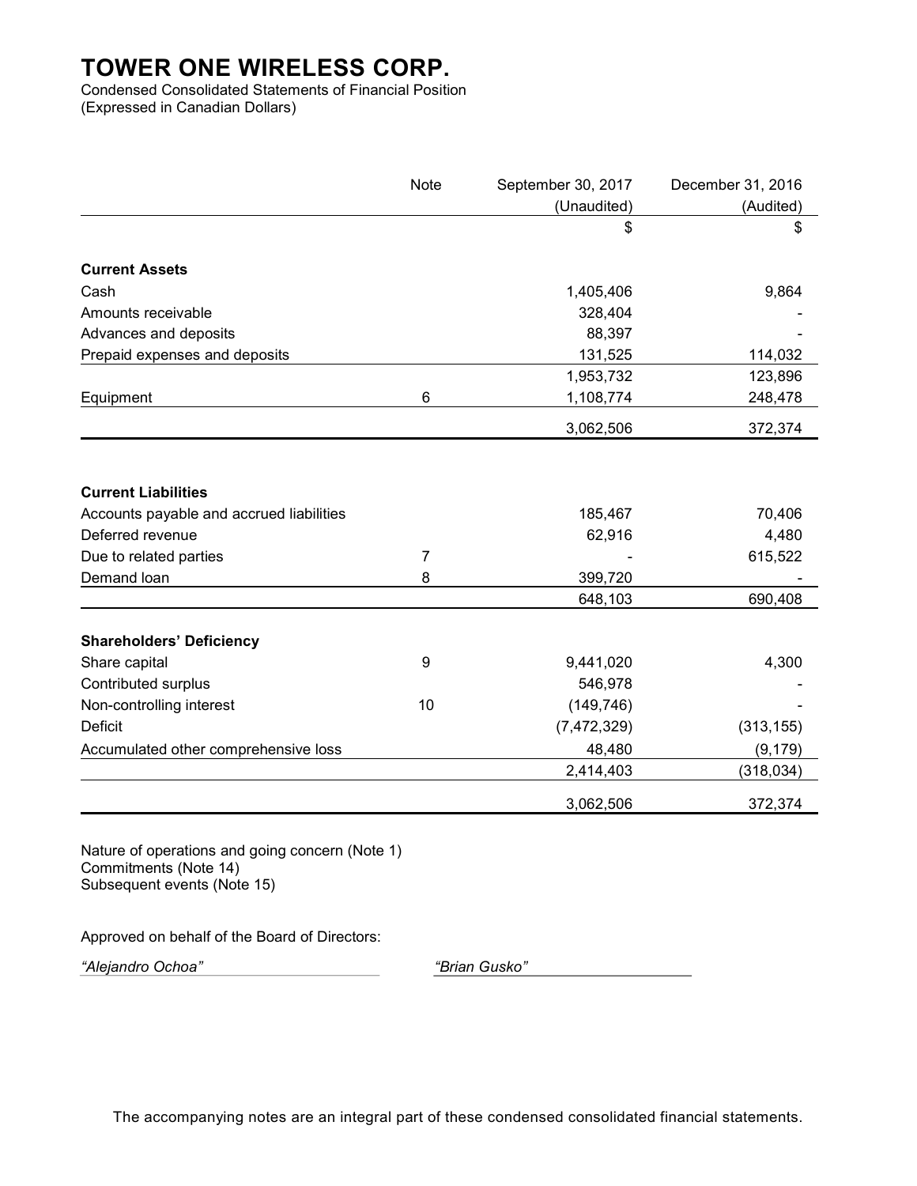# TOWER ONE WIRELESS CORP.

Condensed Consolidated Statements of Financial Position
(Expressed in Canadian Dollars)

| | Note | September 30, 2017 (Unaudited) | December 31, 2016 (Audited) |
|---|---|---|---|
| | | $ | $ |
| **Current Assets** | | | |
| Cash | | 1,405,406 | 9,864 |
| Amounts receivable | | 328,404 | - |
| Advances and deposits | | 88,397 | - |
| Prepaid expenses and deposits | | 131,525 | 114,032 |
| | | 1,953,732 | 123,896 |
| Equipment | 6 | 1,108,774 | 248,478 |
| | | 3,062,506 | 372,374 |
| **Current Liabilities** | | | |
| Accounts payable and accrued liabilities | | 185,467 | 70,406 |
| Deferred revenue | | 62,916 | 4,480 |
| Due to related parties | 7 | - | 615,522 |
| Demand loan | 8 | 399,720 | - |
| | | 648,103 | 690,408 |
| **Shareholders' Deficiency** | | | |
| Share capital | 9 | 9,441,020 | 4,300 |
| Contributed surplus | | 546,978 | - |
| Non-controlling interest | 10 | (149,746) | - |
| Deficit | | (7,472,329) | (313,155) |
| Accumulated other comprehensive loss | | 48,480 | (9,179) |
| | | 2,414,403 | (318,034) |
| | | 3,062,506 | 372,374 |

Nature of operations and going concern (Note 1)
Commitments (Note 14)
Subsequent events (Note 15)

Approved on behalf of the Board of Directors:

*"Alejandro Ochoa"* *"Brian Gusko"*

The accompanying notes are an integral part of these condensed consolidated financial statements.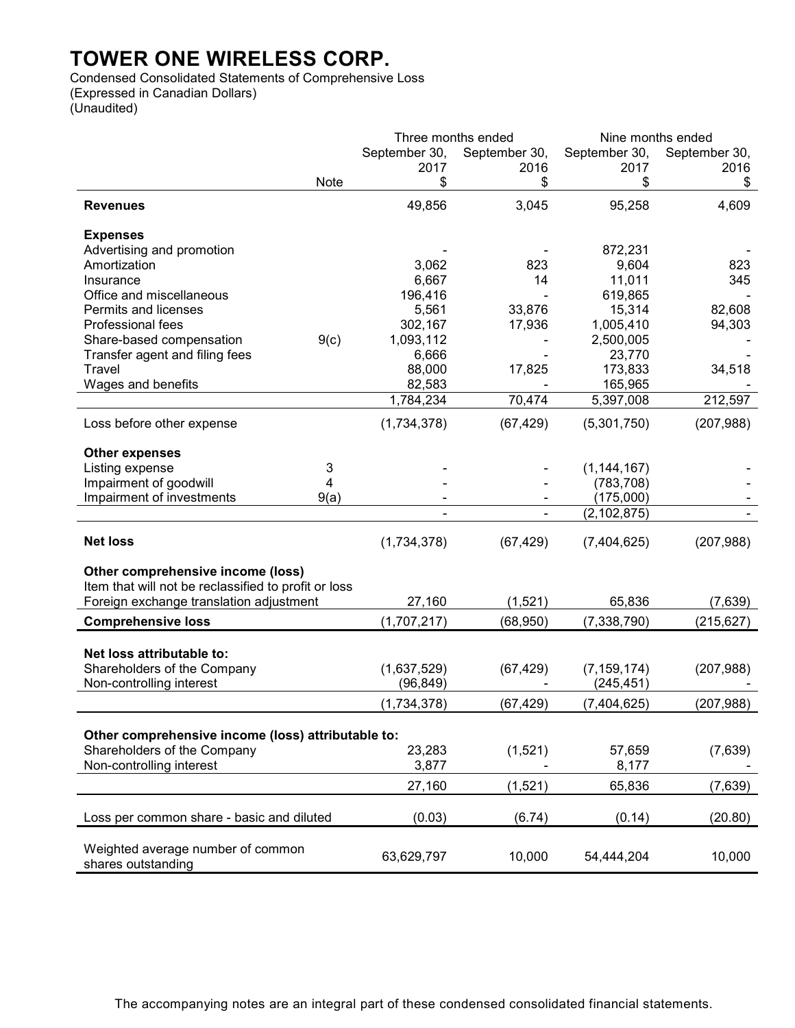# TOWER ONE WIRELESS CORP.

Condensed Consolidated Statements of Comprehensive Loss
(Expressed in Canadian Dollars)
(Unaudited)

| | Note | Three months ended September 30, 2017 $ | Three months ended September 30, 2016 $ | Nine months ended September 30, 2017 $ | Nine months ended September 30, 2016 $ |
|---|---|---|---|---|---|
| **Revenues** | | 49,856 | 3,045 | 95,258 | 4,609 |
| **Expenses** | | | | | |
| Advertising and promotion | | - | - | 872,231 | - |
| Amortization | | 3,062 | 823 | 9,604 | 823 |
| Insurance | | 6,667 | 14 | 11,011 | 345 |
| Office and miscellaneous | | 196,416 | - | 619,865 | - |
| Permits and licenses | | 5,561 | 33,876 | 15,314 | 82,608 |
| Professional fees | | 302,167 | 17,936 | 1,005,410 | 94,303 |
| Share-based compensation | 9(c) | 1,093,112 | - | 2,500,005 | - |
| Transfer agent and filing fees | | 6,666 | - | 23,770 | - |
| Travel | | 88,000 | 17,825 | 173,833 | 34,518 |
| Wages and benefits | | 82,583 | - | 165,965 | - |
| | | 1,784,234 | 70,474 | 5,397,008 | 212,597 |
| Loss before other expense | | (1,734,378) | (67,429) | (5,301,750) | (207,988) |
| **Other expenses** | | | | | |
| Listing expense | 3 | - | - | (1,144,167) | - |
| Impairment of goodwill | 4 | - | - | (783,708) | - |
| Impairment of investments | 9(a) | - | - | (175,000) | - |
| | | - | - | (2,102,875) | - |
| **Net loss** | | (1,734,378) | (67,429) | (7,404,625) | (207,988) |
| **Other comprehensive income (loss)** | | | | | |
| Item that will not be reclassified to profit or loss | | | | | |
| Foreign exchange translation adjustment | | 27,160 | (1,521) | 65,836 | (7,639) |
| **Comprehensive loss** | | (1,707,217) | (68,950) | (7,338,790) | (215,627) |
| **Net loss attributable to:** | | | | | |
| Shareholders of the Company | | (1,637,529) | (67,429) | (7,159,174) | (207,988) |
| Non-controlling interest | | (96,849) | - | (245,451) | - |
| | | (1,734,378) | (67,429) | (7,404,625) | (207,988) |
| **Other comprehensive income (loss) attributable to:** | | | | | |
| Shareholders of the Company | | 23,283 | (1,521) | 57,659 | (7,639) |
| Non-controlling interest | | 3,877 | - | 8,177 | - |
| | | 27,160 | (1,521) | 65,836 | (7,639) |
| Loss per common share - basic and diluted | | (0.03) | (6.74) | (0.14) | (20.80) |
| Weighted average number of common shares outstanding | | 63,629,797 | 10,000 | 54,444,204 | 10,000 |

The accompanying notes are an integral part of these condensed consolidated financial statements.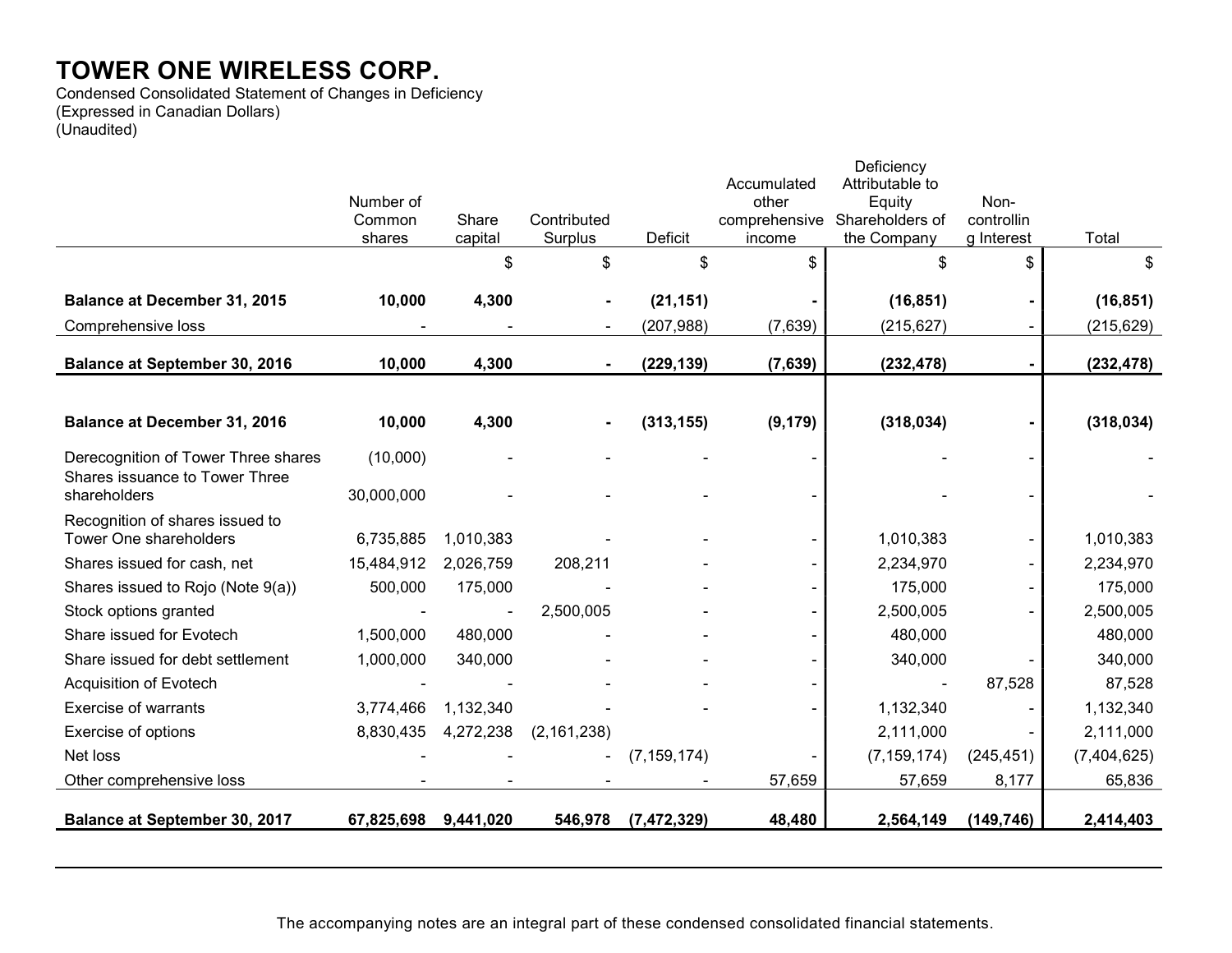# TOWER ONE WIRELESS CORP.

Condensed Consolidated Statement of Changes in Deficiency
(Expressed in Canadian Dollars)
(Unaudited)

| | Number of Common shares | Share capital | Contributed Surplus | Deficit | Accumulated other comprehensive income | Deficiency Attributable to Equity Shareholders of the Company | Non-controlling Interest | Total |
|---|---|---|---|---|---|---|---|---|
| | | $ | $ | $ | $ | $ | $ | $ |
| **Balance at December 31, 2015** | **10,000** | **4,300** | **-** | **(21,151)** | **-** | **(16,851)** | **-** | **(16,851)** |
| Comprehensive loss | - | - | - | (207,988) | (7,639) | (215,627) | - | (215,629) |
| **Balance at September 30, 2016** | **10,000** | **4,300** | **-** | **(229,139)** | **(7,639)** | **(232,478)** | **-** | **(232,478)** |
| **Balance at December 31, 2016** | **10,000** | **4,300** | **-** | **(313,155)** | **(9,179)** | **(318,034)** | **-** | **(318,034)** |
| Derecognition of Tower Three shares | (10,000) | - | - | - | - | - | - | - |
| Shares issuance to Tower Three shareholders | 30,000,000 | - | - | - | - | - | - | - |
| Recognition of shares issued to Tower One shareholders | 6,735,885 | 1,010,383 | - | - | - | 1,010,383 | - | 1,010,383 |
| Shares issued for cash, net | 15,484,912 | 2,026,759 | 208,211 | - | - | 2,234,970 | - | 2,234,970 |
| Shares issued to Rojo (Note 9(a)) | 500,000 | 175,000 | - | - | - | 175,000 | - | 175,000 |
| Stock options granted | - | - | 2,500,005 | - | - | 2,500,005 | - | 2,500,005 |
| Share issued for Evotech | 1,500,000 | 480,000 | - | - | - | 480,000 | | 480,000 |
| Share issued for debt settlement | 1,000,000 | 340,000 | - | - | - | 340,000 | - | 340,000 |
| Acquisition of Evotech | - | - | - | - | - | - | 87,528 | 87,528 |
| Exercise of warrants | 3,774,466 | 1,132,340 | - | - | - | 1,132,340 | - | 1,132,340 |
| Exercise of options | 8,830,435 | 4,272,238 | (2,161,238) | | | 2,111,000 | - | 2,111,000 |
| Net loss | - | - | - | (7,159,174) | - | (7,159,174) | (245,451) | (7,404,625) |
| Other comprehensive loss | - | - | - | - | 57,659 | 57,659 | 8,177 | 65,836 |
| **Balance at September 30, 2017** | **67,825,698** | **9,441,020** | **546,978** | **(7,472,329)** | **48,480** | **2,564,149** | **(149,746)** | **2,414,403** |

The accompanying notes are an integral part of these condensed consolidated financial statements.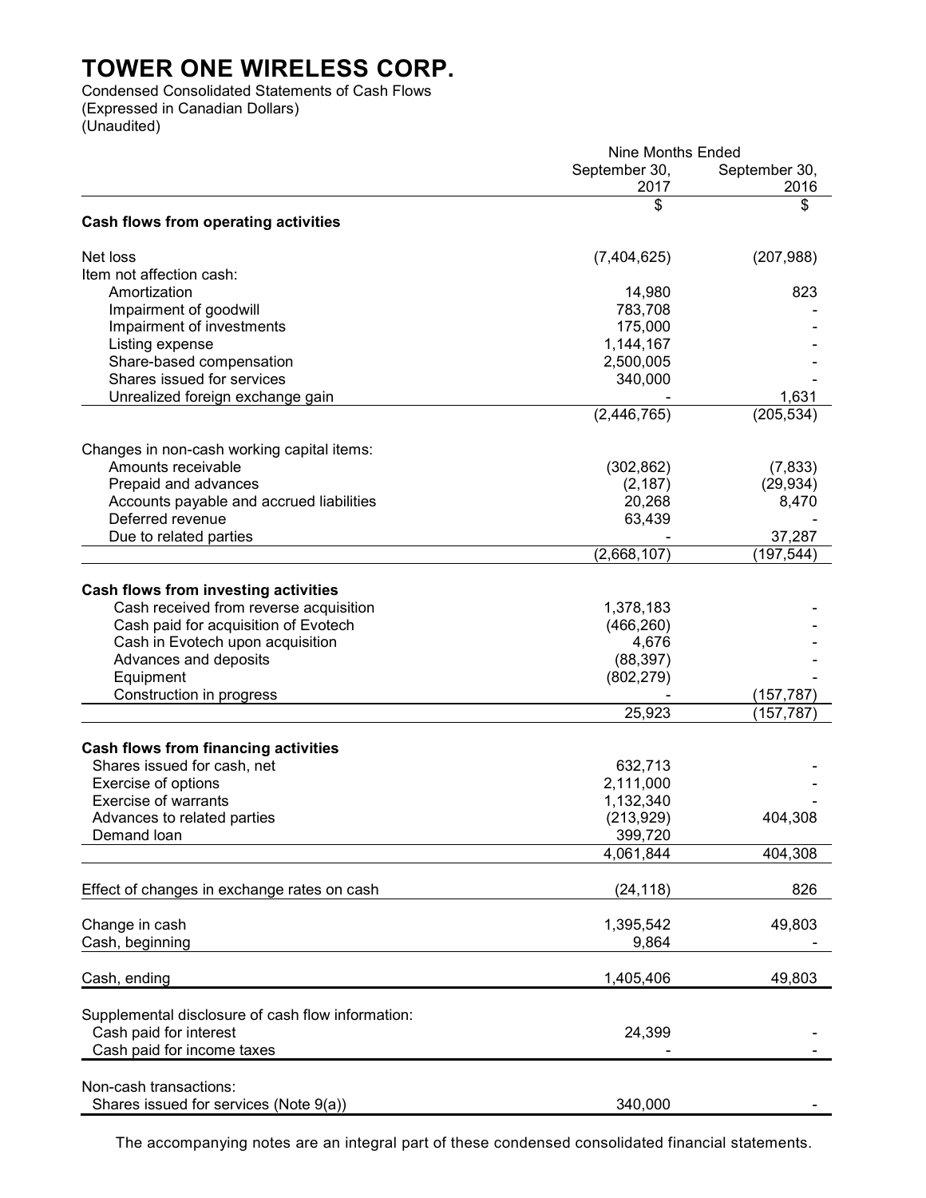# TOWER ONE WIRELESS CORP.

Condensed Consolidated Statements of Cash Flows
(Expressed in Canadian Dollars)
(Unaudited)

| | Nine Months Ended | |
|---|---|---|
| | September 30, 2017 | September 30, 2016 |
| | $ | $ |
| **Cash flows from operating activities** | | |
| Net loss | (7,404,625) | (207,988) |
| Item not affection cash: | | |
| Amortization | 14,980 | 823 |
| Impairment of goodwill | 783,708 | - |
| Impairment of investments | 175,000 | - |
| Listing expense | 1,144,167 | - |
| Share-based compensation | 2,500,005 | - |
| Shares issued for services | 340,000 | - |
| Unrealized foreign exchange gain | - | 1,631 |
| | (2,446,765) | (205,534) |
| Changes in non-cash working capital items: | | |
| Amounts receivable | (302,862) | (7,833) |
| Prepaid and advances | (2,187) | (29,934) |
| Accounts payable and accrued liabilities | 20,268 | 8,470 |
| Deferred revenue | 63,439 | - |
| Due to related parties | - | 37,287 |
| | (2,668,107) | (197,544) |
| **Cash flows from investing activities** | | |
| Cash received from reverse acquisition | 1,378,183 | - |
| Cash paid for acquisition of Evotech | (466,260) | - |
| Cash in Evotech upon acquisition | 4,676 | - |
| Advances and deposits | (88,397) | - |
| Equipment | (802,279) | - |
| Construction in progress | - | (157,787) |
| | 25,923 | (157,787) |
| **Cash flows from financing activities** | | |
| Shares issued for cash, net | 632,713 | - |
| Exercise of options | 2,111,000 | - |
| Exercise of warrants | 1,132,340 | - |
| Advances to related parties | (213,929) | 404,308 |
| Demand loan | 399,720 | |
| | 4,061,844 | 404,308 |
| Effect of changes in exchange rates on cash | (24,118) | 826 |
| Change in cash | 1,395,542 | 49,803 |
| Cash, beginning | 9,864 | - |
| Cash, ending | 1,405,406 | 49,803 |
| Supplemental disclosure of cash flow information: | | |
| Cash paid for interest | 24,399 | - |
| Cash paid for income taxes | - | - |
| Non-cash transactions: | | |
| Shares issued for services (Note 9(a)) | 340,000 | - |

The accompanying notes are an integral part of these condensed consolidated financial statements.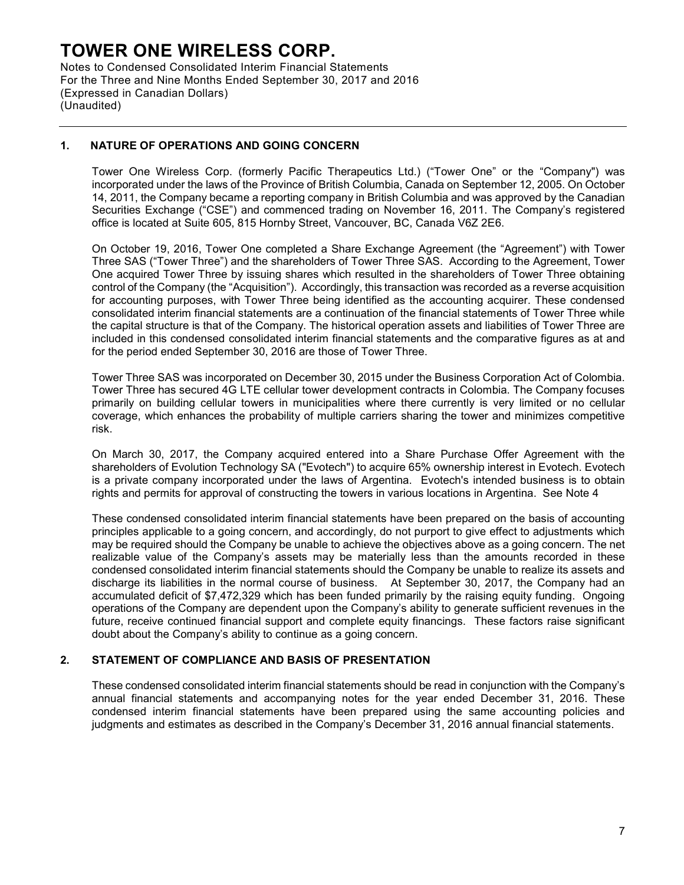# TOWER ONE WIRELESS CORP.

Notes to Condensed Consolidated Interim Financial Statements
For the Three and Nine Months Ended September 30, 2017 and 2016
(Expressed in Canadian Dollars)
(Unaudited)

## 1. NATURE OF OPERATIONS AND GOING CONCERN

Tower One Wireless Corp. (formerly Pacific Therapeutics Ltd.) ("Tower One" or the "Company") was incorporated under the laws of the Province of British Columbia, Canada on September 12, 2005. On October 14, 2011, the Company became a reporting company in British Columbia and was approved by the Canadian Securities Exchange ("CSE") and commenced trading on November 16, 2011. The Company's registered office is located at Suite 605, 815 Hornby Street, Vancouver, BC, Canada V6Z 2E6.

On October 19, 2016, Tower One completed a Share Exchange Agreement (the "Agreement") with Tower Three SAS ("Tower Three") and the shareholders of Tower Three SAS. According to the Agreement, Tower One acquired Tower Three by issuing shares which resulted in the shareholders of Tower Three obtaining control of the Company (the "Acquisition"). Accordingly, this transaction was recorded as a reverse acquisition for accounting purposes, with Tower Three being identified as the accounting acquirer. These condensed consolidated interim financial statements are a continuation of the financial statements of Tower Three while the capital structure is that of the Company. The historical operation assets and liabilities of Tower Three are included in this condensed consolidated interim financial statements and the comparative figures as at and for the period ended September 30, 2016 are those of Tower Three.

Tower Three SAS was incorporated on December 30, 2015 under the Business Corporation Act of Colombia. Tower Three has secured 4G LTE cellular tower development contracts in Colombia. The Company focuses primarily on building cellular towers in municipalities where there currently is very limited or no cellular coverage, which enhances the probability of multiple carriers sharing the tower and minimizes competitive risk.

On March 30, 2017, the Company acquired entered into a Share Purchase Offer Agreement with the shareholders of Evolution Technology SA ("Evotech") to acquire 65% ownership interest in Evotech. Evotech is a private company incorporated under the laws of Argentina. Evotech's intended business is to obtain rights and permits for approval of constructing the towers in various locations in Argentina. See Note 4

These condensed consolidated interim financial statements have been prepared on the basis of accounting principles applicable to a going concern, and accordingly, do not purport to give effect to adjustments which may be required should the Company be unable to achieve the objectives above as a going concern. The net realizable value of the Company's assets may be materially less than the amounts recorded in these condensed consolidated interim financial statements should the Company be unable to realize its assets and discharge its liabilities in the normal course of business. At September 30, 2017, the Company had an accumulated deficit of $7,472,329 which has been funded primarily by the raising equity funding. Ongoing operations of the Company are dependent upon the Company's ability to generate sufficient revenues in the future, receive continued financial support and complete equity financings. These factors raise significant doubt about the Company's ability to continue as a going concern.

## 2. STATEMENT OF COMPLIANCE AND BASIS OF PRESENTATION

These condensed consolidated interim financial statements should be read in conjunction with the Company's annual financial statements and accompanying notes for the year ended December 31, 2016. These condensed interim financial statements have been prepared using the same accounting policies and judgments and estimates as described in the Company's December 31, 2016 annual financial statements.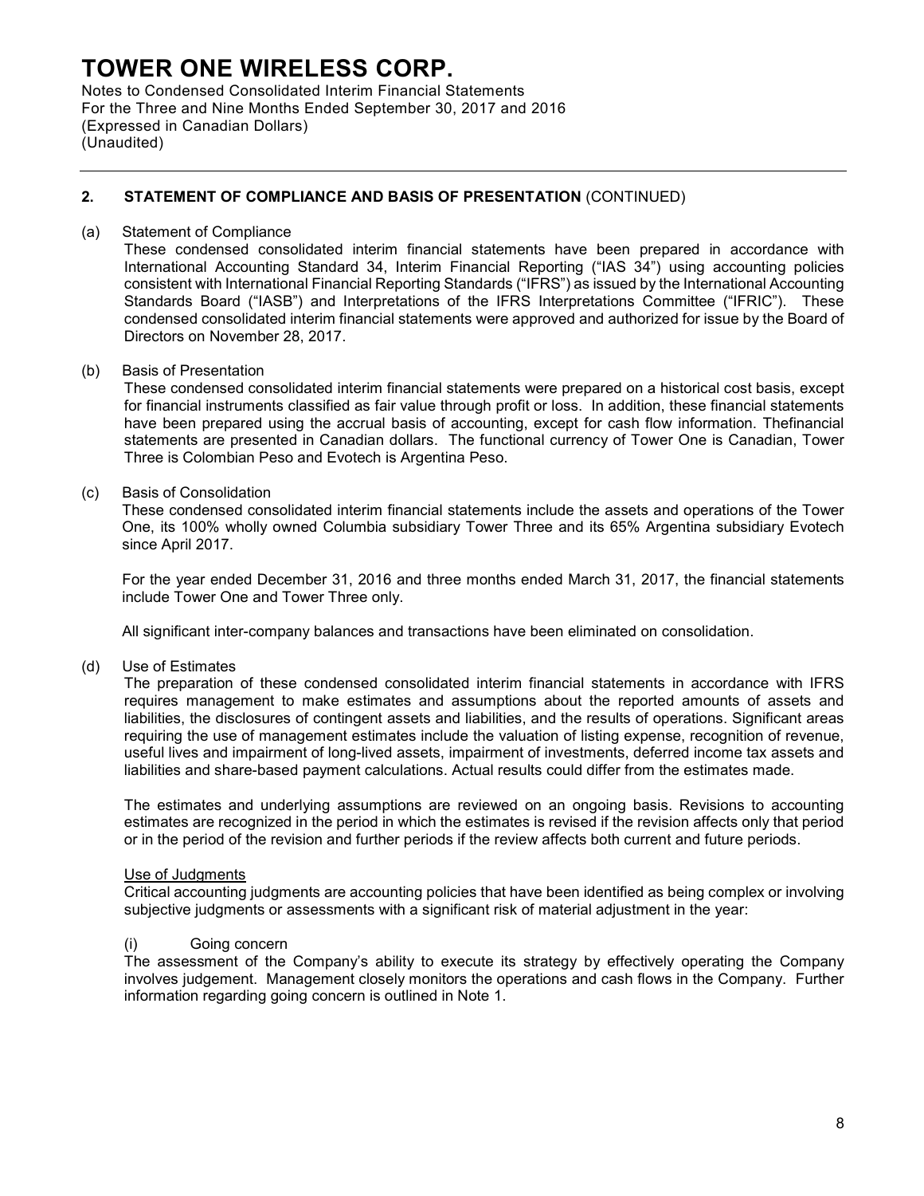## 2. STATEMENT OF COMPLIANCE AND BASIS OF PRESENTATION (CONTINUED)

(a) Statement of Compliance

These condensed consolidated interim financial statements have been prepared in accordance with International Accounting Standard 34, Interim Financial Reporting ("IAS 34") using accounting policies consistent with International Financial Reporting Standards ("IFRS") as issued by the International Accounting Standards Board ("IASB") and Interpretations of the IFRS Interpretations Committee ("IFRIC"). These condensed consolidated interim financial statements were approved and authorized for issue by the Board of Directors on November 28, 2017.

(b) Basis of Presentation

These condensed consolidated interim financial statements were prepared on a historical cost basis, except for financial instruments classified as fair value through profit or loss. In addition, these financial statements have been prepared using the accrual basis of accounting, except for cash flow information. Thefinancial statements are presented in Canadian dollars. The functional currency of Tower One is Canadian, Tower Three is Colombian Peso and Evotech is Argentina Peso.

(c) Basis of Consolidation

These condensed consolidated interim financial statements include the assets and operations of the Tower One, its 100% wholly owned Columbia subsidiary Tower Three and its 65% Argentina subsidiary Evotech since April 2017.

For the year ended December 31, 2016 and three months ended March 31, 2017, the financial statements include Tower One and Tower Three only.

All significant inter-company balances and transactions have been eliminated on consolidation.

(d) Use of Estimates

The preparation of these condensed consolidated interim financial statements in accordance with IFRS requires management to make estimates and assumptions about the reported amounts of assets and liabilities, the disclosures of contingent assets and liabilities, and the results of operations. Significant areas requiring the use of management estimates include the valuation of listing expense, recognition of revenue, useful lives and impairment of long-lived assets, impairment of investments, deferred income tax assets and liabilities and share-based payment calculations. Actual results could differ from the estimates made.

The estimates and underlying assumptions are reviewed on an ongoing basis. Revisions to accounting estimates are recognized in the period in which the estimates is revised if the revision affects only that period or in the period of the revision and further periods if the review affects both current and future periods.

Use of Judgments

Critical accounting judgments are accounting policies that have been identified as being complex or involving subjective judgments or assessments with a significant risk of material adjustment in the year:

(i) Going concern

The assessment of the Company's ability to execute its strategy by effectively operating the Company involves judgement. Management closely monitors the operations and cash flows in the Company. Further information regarding going concern is outlined in Note 1.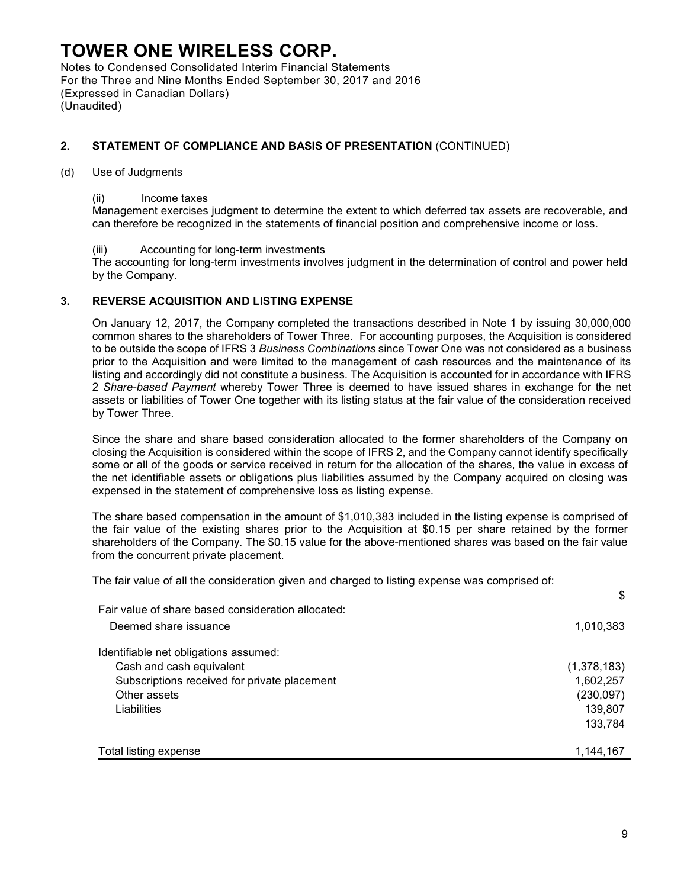# TOWER ONE WIRELESS CORP.

Notes to Condensed Consolidated Interim Financial Statements
For the Three and Nine Months Ended September 30, 2017 and 2016
(Expressed in Canadian Dollars)
(Unaudited)

## 2. STATEMENT OF COMPLIANCE AND BASIS OF PRESENTATION (CONTINUED)

(d) Use of Judgments

(ii) Income taxes

Management exercises judgment to determine the extent to which deferred tax assets are recoverable, and can therefore be recognized in the statements of financial position and comprehensive income or loss.

(iii) Accounting for long-term investments

The accounting for long-term investments involves judgment in the determination of control and power held by the Company.

## 3. REVERSE ACQUISITION AND LISTING EXPENSE

On January 12, 2017, the Company completed the transactions described in Note 1 by issuing 30,000,000 common shares to the shareholders of Tower Three. For accounting purposes, the Acquisition is considered to be outside the scope of IFRS 3 *Business Combinations* since Tower One was not considered as a business prior to the Acquisition and were limited to the management of cash resources and the maintenance of its listing and accordingly did not constitute a business. The Acquisition is accounted for in accordance with IFRS 2 *Share-based Payment* whereby Tower Three is deemed to have issued shares in exchange for the net assets or liabilities of Tower One together with its listing status at the fair value of the consideration received by Tower Three.

Since the share and share based consideration allocated to the former shareholders of the Company on closing the Acquisition is considered within the scope of IFRS 2, and the Company cannot identify specifically some or all of the goods or service received in return for the allocation of the shares, the value in excess of the net identifiable assets or obligations plus liabilities assumed by the Company acquired on closing was expensed in the statement of comprehensive loss as listing expense.

The share based compensation in the amount of $1,010,383 included in the listing expense is comprised of the fair value of the existing shares prior to the Acquisition at $0.15 per share retained by the former shareholders of the Company. The $0.15 value for the above-mentioned shares was based on the fair value from the concurrent private placement.

The fair value of all the consideration given and charged to listing expense was comprised of:

| | $ |
|---|---|
| Fair value of share based consideration allocated: | |
| Deemed share issuance | 1,010,383 |
| Identifiable net obligations assumed: | |
| Cash and cash equivalent | (1,378,183) |
| Subscriptions received for private placement | 1,602,257 |
| Other assets | (230,097) |
| Liabilities | 139,807 |
| | 133,784 |
| Total listing expense | 1,144,167 |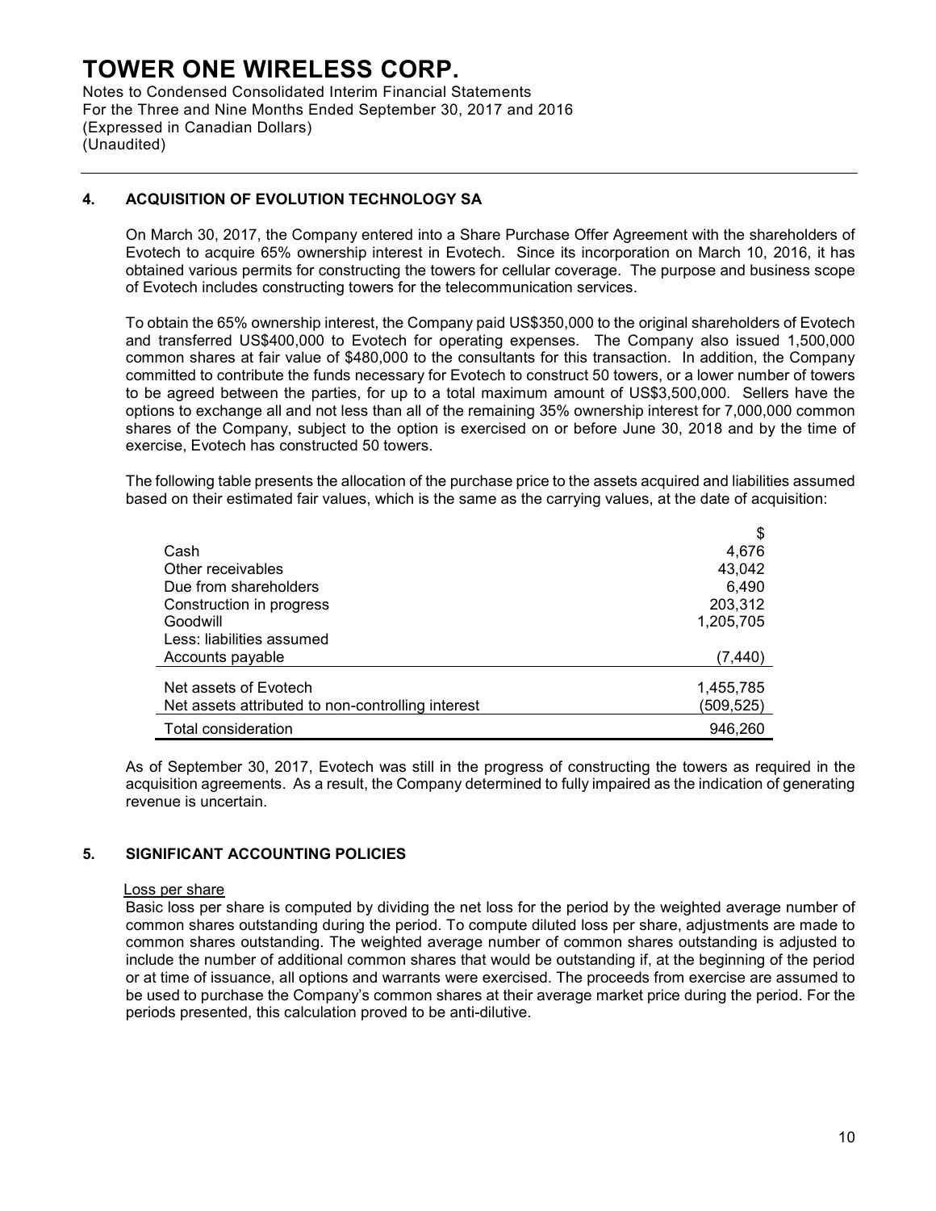## 4. ACQUISITION OF EVOLUTION TECHNOLOGY SA

On March 30, 2017, the Company entered into a Share Purchase Offer Agreement with the shareholders of Evotech to acquire 65% ownership interest in Evotech. Since its incorporation on March 10, 2016, it has obtained various permits for constructing the towers for cellular coverage. The purpose and business scope of Evotech includes constructing towers for the telecommunication services.

To obtain the 65% ownership interest, the Company paid US$350,000 to the original shareholders of Evotech and transferred US$400,000 to Evotech for operating expenses. The Company also issued 1,500,000 common shares at fair value of $480,000 to the consultants for this transaction. In addition, the Company committed to contribute the funds necessary for Evotech to construct 50 towers, or a lower number of towers to be agreed between the parties, for up to a total maximum amount of US$3,500,000. Sellers have the options to exchange all and not less than all of the remaining 35% ownership interest for 7,000,000 common shares of the Company, subject to the option is exercised on or before June 30, 2018 and by the time of exercise, Evotech has constructed 50 towers.

The following table presents the allocation of the purchase price to the assets acquired and liabilities assumed based on their estimated fair values, which is the same as the carrying values, at the date of acquisition:

| | $ |
|---|---|
| Cash | 4,676 |
| Other receivables | 43,042 |
| Due from shareholders | 6,490 |
| Construction in progress | 203,312 |
| Goodwill | 1,205,705 |
| Less: liabilities assumed | |
| Accounts payable | (7,440) |
| Net assets of Evotech | 1,455,785 |
| Net assets attributed to non-controlling interest | (509,525) |
| Total consideration | 946,260 |

As of September 30, 2017, Evotech was still in the progress of constructing the towers as required in the acquisition agreements. As a result, the Company determined to fully impaired as the indication of generating revenue is uncertain.

## 5. SIGNIFICANT ACCOUNTING POLICIES

Loss per share

Basic loss per share is computed by dividing the net loss for the period by the weighted average number of common shares outstanding during the period. To compute diluted loss per share, adjustments are made to common shares outstanding. The weighted average number of common shares outstanding is adjusted to include the number of additional common shares that would be outstanding if, at the beginning of the period or at time of issuance, all options and warrants were exercised. The proceeds from exercise are assumed to be used to purchase the Company's common shares at their average market price during the period. For the periods presented, this calculation proved to be anti-dilutive.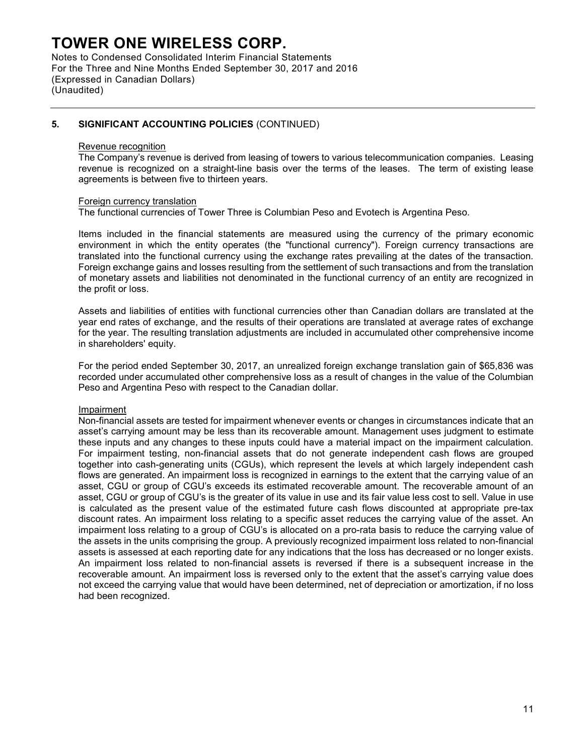## 5. SIGNIFICANT ACCOUNTING POLICIES (CONTINUED)

### Revenue recognition

The Company's revenue is derived from leasing of towers to various telecommunication companies. Leasing revenue is recognized on a straight-line basis over the terms of the leases. The term of existing lease agreements is between five to thirteen years.

### Foreign currency translation

The functional currencies of Tower Three is Columbian Peso and Evotech is Argentina Peso.

Items included in the financial statements are measured using the currency of the primary economic environment in which the entity operates (the "functional currency"). Foreign currency transactions are translated into the functional currency using the exchange rates prevailing at the dates of the transaction. Foreign exchange gains and losses resulting from the settlement of such transactions and from the translation of monetary assets and liabilities not denominated in the functional currency of an entity are recognized in the profit or loss.

Assets and liabilities of entities with functional currencies other than Canadian dollars are translated at the year end rates of exchange, and the results of their operations are translated at average rates of exchange for the year. The resulting translation adjustments are included in accumulated other comprehensive income in shareholders' equity.

For the period ended September 30, 2017, an unrealized foreign exchange translation gain of $65,836 was recorded under accumulated other comprehensive loss as a result of changes in the value of the Columbian Peso and Argentina Peso with respect to the Canadian dollar.

### Impairment

Non-financial assets are tested for impairment whenever events or changes in circumstances indicate that an asset's carrying amount may be less than its recoverable amount. Management uses judgment to estimate these inputs and any changes to these inputs could have a material impact on the impairment calculation. For impairment testing, non-financial assets that do not generate independent cash flows are grouped together into cash-generating units (CGUs), which represent the levels at which largely independent cash flows are generated. An impairment loss is recognized in earnings to the extent that the carrying value of an asset, CGU or group of CGU's exceeds its estimated recoverable amount. The recoverable amount of an asset, CGU or group of CGU's is the greater of its value in use and its fair value less cost to sell. Value in use is calculated as the present value of the estimated future cash flows discounted at appropriate pre-tax discount rates. An impairment loss relating to a specific asset reduces the carrying value of the asset. An impairment loss relating to a group of CGU's is allocated on a pro-rata basis to reduce the carrying value of the assets in the units comprising the group. A previously recognized impairment loss related to non-financial assets is assessed at each reporting date for any indications that the loss has decreased or no longer exists. An impairment loss related to non-financial assets is reversed if there is a subsequent increase in the recoverable amount. An impairment loss is reversed only to the extent that the asset's carrying value does not exceed the carrying value that would have been determined, net of depreciation or amortization, if no loss had been recognized.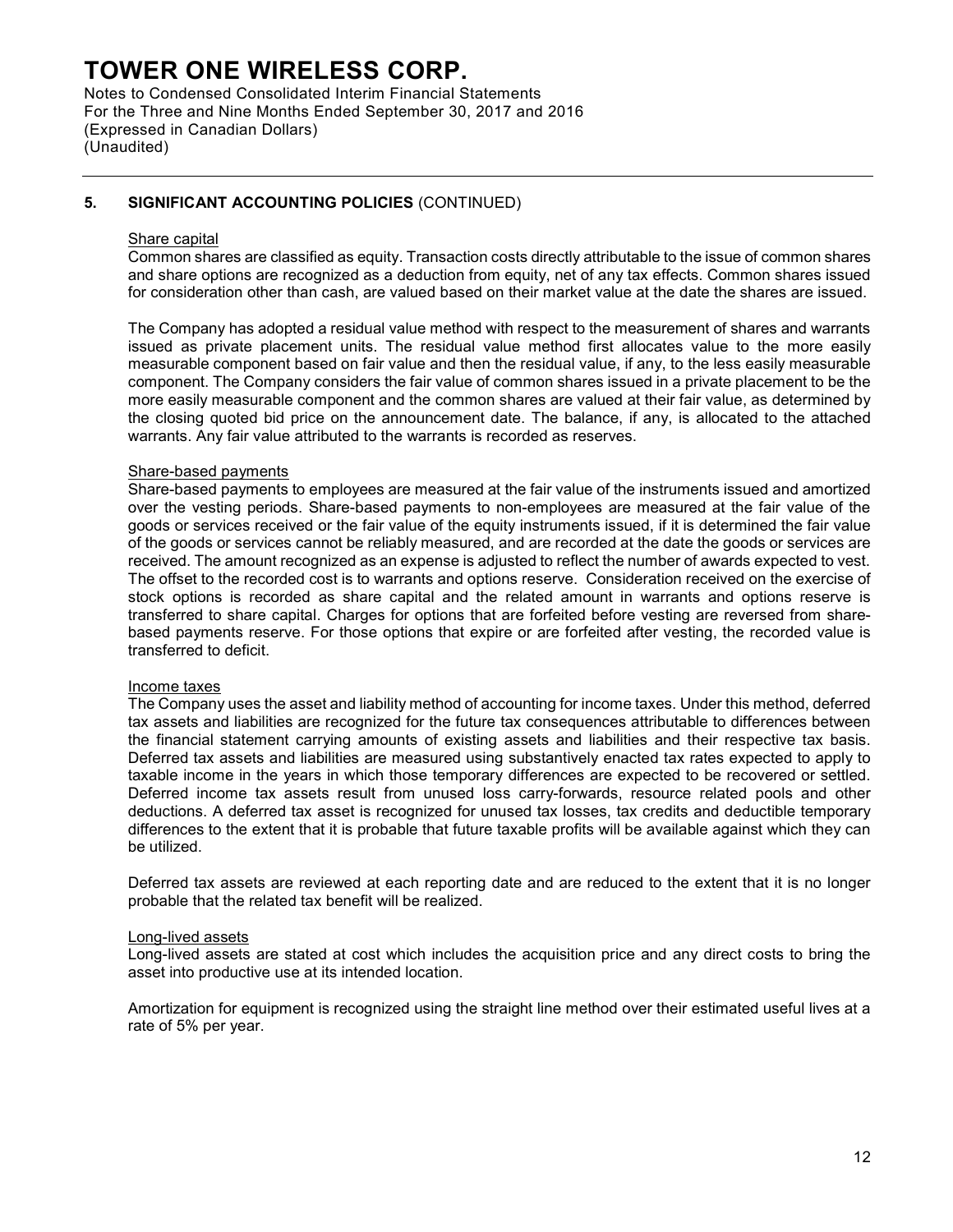## 5. SIGNIFICANT ACCOUNTING POLICIES (CONTINUED)

### Share capital

Common shares are classified as equity. Transaction costs directly attributable to the issue of common shares and share options are recognized as a deduction from equity, net of any tax effects. Common shares issued for consideration other than cash, are valued based on their market value at the date the shares are issued.

The Company has adopted a residual value method with respect to the measurement of shares and warrants issued as private placement units. The residual value method first allocates value to the more easily measurable component based on fair value and then the residual value, if any, to the less easily measurable component. The Company considers the fair value of common shares issued in a private placement to be the more easily measurable component and the common shares are valued at their fair value, as determined by the closing quoted bid price on the announcement date. The balance, if any, is allocated to the attached warrants. Any fair value attributed to the warrants is recorded as reserves.

### Share-based payments

Share-based payments to employees are measured at the fair value of the instruments issued and amortized over the vesting periods. Share-based payments to non-employees are measured at the fair value of the goods or services received or the fair value of the equity instruments issued, if it is determined the fair value of the goods or services cannot be reliably measured, and are recorded at the date the goods or services are received. The amount recognized as an expense is adjusted to reflect the number of awards expected to vest. The offset to the recorded cost is to warrants and options reserve. Consideration received on the exercise of stock options is recorded as share capital and the related amount in warrants and options reserve is transferred to share capital. Charges for options that are forfeited before vesting are reversed from share-based payments reserve. For those options that expire or are forfeited after vesting, the recorded value is transferred to deficit.

### Income taxes

The Company uses the asset and liability method of accounting for income taxes. Under this method, deferred tax assets and liabilities are recognized for the future tax consequences attributable to differences between the financial statement carrying amounts of existing assets and liabilities and their respective tax basis. Deferred tax assets and liabilities are measured using substantively enacted tax rates expected to apply to taxable income in the years in which those temporary differences are expected to be recovered or settled. Deferred income tax assets result from unused loss carry-forwards, resource related pools and other deductions. A deferred tax asset is recognized for unused tax losses, tax credits and deductible temporary differences to the extent that it is probable that future taxable profits will be available against which they can be utilized.

Deferred tax assets are reviewed at each reporting date and are reduced to the extent that it is no longer probable that the related tax benefit will be realized.

### Long-lived assets

Long-lived assets are stated at cost which includes the acquisition price and any direct costs to bring the asset into productive use at its intended location.

Amortization for equipment is recognized using the straight line method over their estimated useful lives at a rate of 5% per year.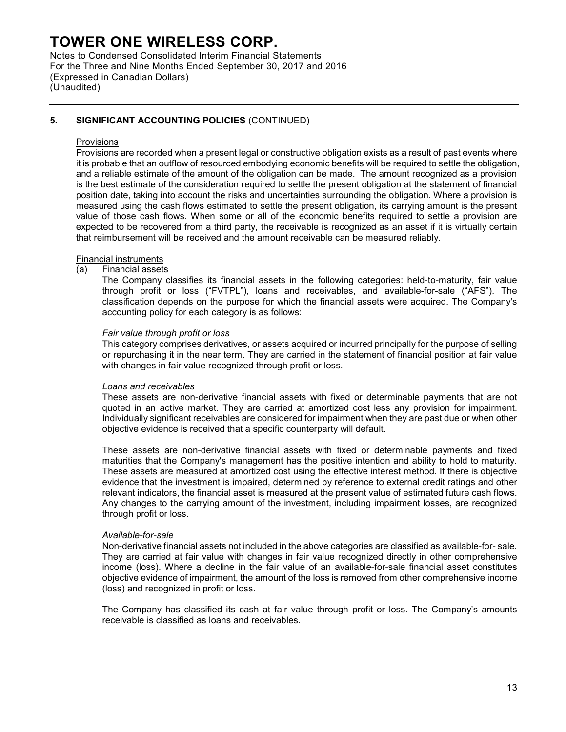### 5. SIGNIFICANT ACCOUNTING POLICIES (CONTINUED)

Provisions

Provisions are recorded when a present legal or constructive obligation exists as a result of past events where it is probable that an outflow of resourced embodying economic benefits will be required to settle the obligation, and a reliable estimate of the amount of the obligation can be made. The amount recognized as a provision is the best estimate of the consideration required to settle the present obligation at the statement of financial position date, taking into account the risks and uncertainties surrounding the obligation. Where a provision is measured using the cash flows estimated to settle the present obligation, its carrying amount is the present value of those cash flows. When some or all of the economic benefits required to settle a provision are expected to be recovered from a third party, the receivable is recognized as an asset if it is virtually certain that reimbursement will be received and the amount receivable can be measured reliably.

Financial instruments

(a) Financial assets

The Company classifies its financial assets in the following categories: held-to-maturity, fair value through profit or loss ("FVTPL"), loans and receivables, and available-for-sale ("AFS"). The classification depends on the purpose for which the financial assets were acquired. The Company's accounting policy for each category is as follows:

*Fair value through profit or loss*

This category comprises derivatives, or assets acquired or incurred principally for the purpose of selling or repurchasing it in the near term. They are carried in the statement of financial position at fair value with changes in fair value recognized through profit or loss.

*Loans and receivables*

These assets are non-derivative financial assets with fixed or determinable payments that are not quoted in an active market. They are carried at amortized cost less any provision for impairment. Individually significant receivables are considered for impairment when they are past due or when other objective evidence is received that a specific counterparty will default.

These assets are non-derivative financial assets with fixed or determinable payments and fixed maturities that the Company's management has the positive intention and ability to hold to maturity. These assets are measured at amortized cost using the effective interest method. If there is objective evidence that the investment is impaired, determined by reference to external credit ratings and other relevant indicators, the financial asset is measured at the present value of estimated future cash flows. Any changes to the carrying amount of the investment, including impairment losses, are recognized through profit or loss.

*Available-for-sale*

Non-derivative financial assets not included in the above categories are classified as available-for- sale. They are carried at fair value with changes in fair value recognized directly in other comprehensive income (loss). Where a decline in the fair value of an available-for-sale financial asset constitutes objective evidence of impairment, the amount of the loss is removed from other comprehensive income (loss) and recognized in profit or loss.

The Company has classified its cash at fair value through profit or loss. The Company's amounts receivable is classified as loans and receivables.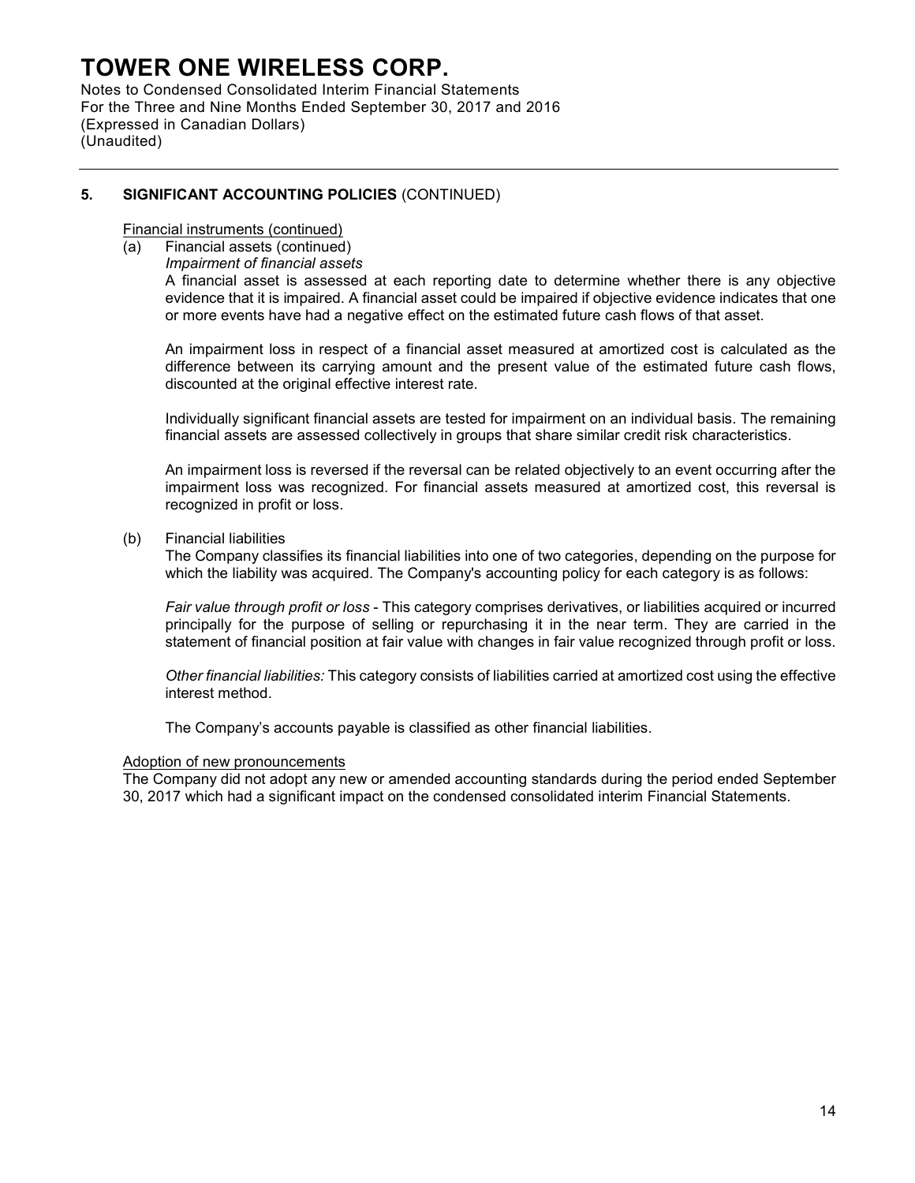## 5. SIGNIFICANT ACCOUNTING POLICIES (CONTINUED)

Financial instruments (continued)

(a) Financial assets (continued)

*Impairment of financial assets*

A financial asset is assessed at each reporting date to determine whether there is any objective evidence that it is impaired. A financial asset could be impaired if objective evidence indicates that one or more events have had a negative effect on the estimated future cash flows of that asset.

An impairment loss in respect of a financial asset measured at amortized cost is calculated as the difference between its carrying amount and the present value of the estimated future cash flows, discounted at the original effective interest rate.

Individually significant financial assets are tested for impairment on an individual basis. The remaining financial assets are assessed collectively in groups that share similar credit risk characteristics.

An impairment loss is reversed if the reversal can be related objectively to an event occurring after the impairment loss was recognized. For financial assets measured at amortized cost, this reversal is recognized in profit or loss.

(b) Financial liabilities

The Company classifies its financial liabilities into one of two categories, depending on the purpose for which the liability was acquired. The Company's accounting policy for each category is as follows:

*Fair value through profit or loss* - This category comprises derivatives, or liabilities acquired or incurred principally for the purpose of selling or repurchasing it in the near term. They are carried in the statement of financial position at fair value with changes in fair value recognized through profit or loss.

*Other financial liabilities:* This category consists of liabilities carried at amortized cost using the effective interest method.

The Company's accounts payable is classified as other financial liabilities.

Adoption of new pronouncements

The Company did not adopt any new or amended accounting standards during the period ended September 30, 2017 which had a significant impact on the condensed consolidated interim Financial Statements.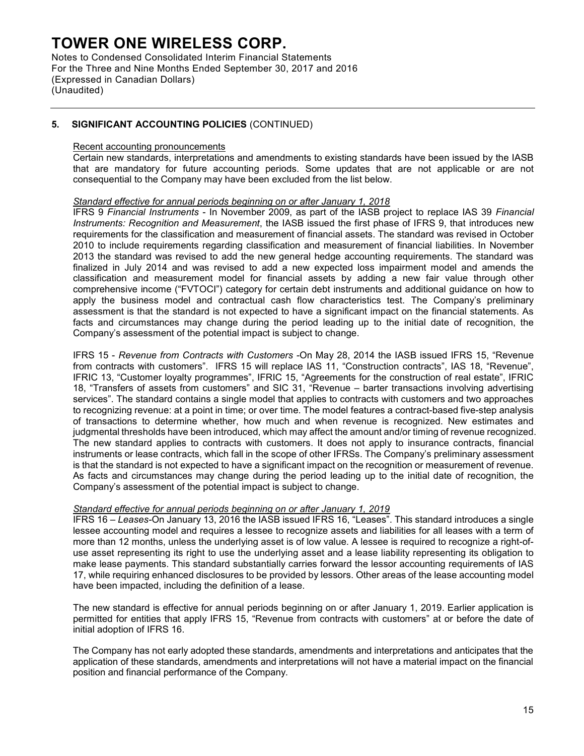## 5. SIGNIFICANT ACCOUNTING POLICIES (CONTINUED)

Recent accounting pronouncements

Certain new standards, interpretations and amendments to existing standards have been issued by the IASB that are mandatory for future accounting periods. Some updates that are not applicable or are not consequential to the Company may have been excluded from the list below.

*Standard effective for annual periods beginning on or after January 1, 2018*

IFRS 9 *Financial Instruments* - In November 2009, as part of the IASB project to replace IAS 39 *Financial Instruments: Recognition and Measurement*, the IASB issued the first phase of IFRS 9, that introduces new requirements for the classification and measurement of financial assets. The standard was revised in October 2010 to include requirements regarding classification and measurement of financial liabilities. In November 2013 the standard was revised to add the new general hedge accounting requirements. The standard was finalized in July 2014 and was revised to add a new expected loss impairment model and amends the classification and measurement model for financial assets by adding a new fair value through other comprehensive income ("FVTOCI") category for certain debt instruments and additional guidance on how to apply the business model and contractual cash flow characteristics test. The Company's preliminary assessment is that the standard is not expected to have a significant impact on the financial statements. As facts and circumstances may change during the period leading up to the initial date of recognition, the Company's assessment of the potential impact is subject to change.

IFRS 15 - *Revenue from Contracts with Customers* -On May 28, 2014 the IASB issued IFRS 15, "Revenue from contracts with customers". IFRS 15 will replace IAS 11, "Construction contracts", IAS 18, "Revenue", IFRIC 13, "Customer loyalty programmes", IFRIC 15, "Agreements for the construction of real estate", IFRIC 18, "Transfers of assets from customers" and SIC 31, "Revenue – barter transactions involving advertising services". The standard contains a single model that applies to contracts with customers and two approaches to recognizing revenue: at a point in time; or over time. The model features a contract-based five-step analysis of transactions to determine whether, how much and when revenue is recognized. New estimates and judgmental thresholds have been introduced, which may affect the amount and/or timing of revenue recognized. The new standard applies to contracts with customers. It does not apply to insurance contracts, financial instruments or lease contracts, which fall in the scope of other IFRSs. The Company's preliminary assessment is that the standard is not expected to have a significant impact on the recognition or measurement of revenue. As facts and circumstances may change during the period leading up to the initial date of recognition, the Company's assessment of the potential impact is subject to change.

*Standard effective for annual periods beginning on or after January 1, 2019*

IFRS 16 – *Leases*-On January 13, 2016 the IASB issued IFRS 16, "Leases". This standard introduces a single lessee accounting model and requires a lessee to recognize assets and liabilities for all leases with a term of more than 12 months, unless the underlying asset is of low value. A lessee is required to recognize a right-of-use asset representing its right to use the underlying asset and a lease liability representing its obligation to make lease payments. This standard substantially carries forward the lessor accounting requirements of IAS 17, while requiring enhanced disclosures to be provided by lessors. Other areas of the lease accounting model have been impacted, including the definition of a lease.

The new standard is effective for annual periods beginning on or after January 1, 2019. Earlier application is permitted for entities that apply IFRS 15, "Revenue from contracts with customers" at or before the date of initial adoption of IFRS 16.

The Company has not early adopted these standards, amendments and interpretations and anticipates that the application of these standards, amendments and interpretations will not have a material impact on the financial position and financial performance of the Company.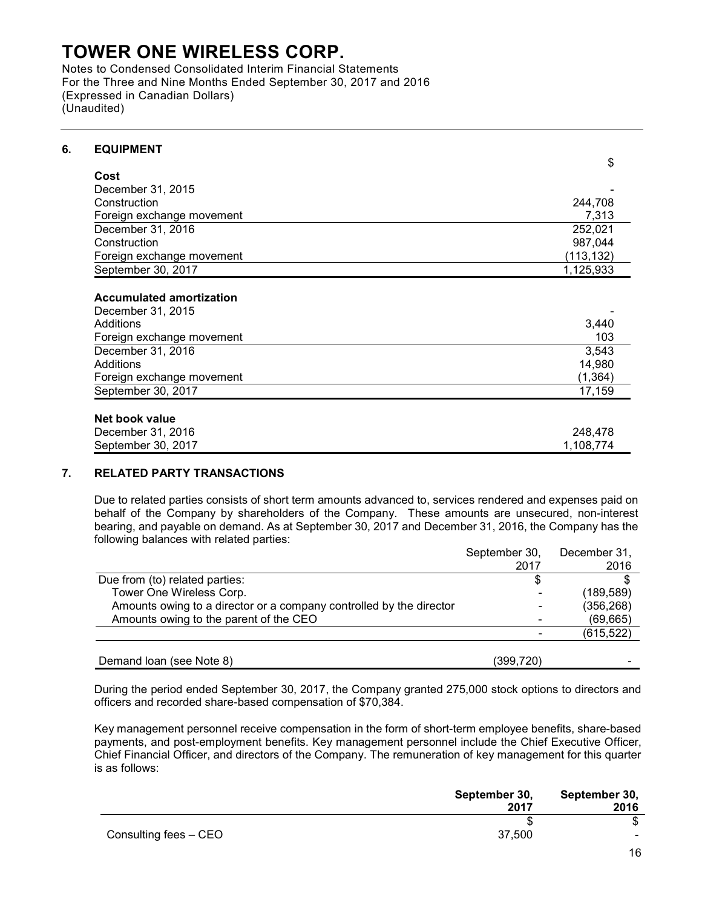# TOWER ONE WIRELESS CORP.

Notes to Condensed Consolidated Interim Financial Statements
For the Three and Nine Months Ended September 30, 2017 and 2016
(Expressed in Canadian Dollars)
(Unaudited)

## 6. EQUIPMENT

| | $ |
|---|---|
| **Cost** | |
| December 31, 2015 | - |
| Construction | 244,708 |
| Foreign exchange movement | 7,313 |
| December 31, 2016 | 252,021 |
| Construction | 987,044 |
| Foreign exchange movement | (113,132) |
| September 30, 2017 | 1,125,933 |
| | |
| **Accumulated amortization** | |
| December 31, 2015 | - |
| Additions | 3,440 |
| Foreign exchange movement | 103 |
| December 31, 2016 | 3,543 |
| Additions | 14,980 |
| Foreign exchange movement | (1,364) |
| September 30, 2017 | 17,159 |
| | |
| **Net book value** | |
| December 31, 2016 | 248,478 |
| September 30, 2017 | 1,108,774 |

## 7. RELATED PARTY TRANSACTIONS

Due to related parties consists of short term amounts advanced to, services rendered and expenses paid on behalf of the Company by shareholders of the Company. These amounts are unsecured, non-interest bearing, and payable on demand. As at September 30, 2017 and December 31, 2016, the Company has the following balances with related parties:

| | September 30, 2017 | December 31, 2016 |
|---|---|---|
| Due from (to) related parties: | $ | $ |
| Tower One Wireless Corp. | - | (189,589) |
| Amounts owing to a director or a company controlled by the director | - | (356,268) |
| Amounts owing to the parent of the CEO | - | (69,665) |
| | - | (615,522) |
| | | |
| Demand loan (see Note 8) | (399,720) | - |

During the period ended September 30, 2017, the Company granted 275,000 stock options to directors and officers and recorded share-based compensation of $70,384.

Key management personnel receive compensation in the form of short-term employee benefits, share-based payments, and post-employment benefits. Key management personnel include the Chief Executive Officer, Chief Financial Officer, and directors of the Company. The remuneration of key management for this quarter is as follows:

| | **September 30, 2017** | **September 30, 2016** |
|---|---|---|
| | $ | $ |
| Consulting fees – CEO | 37,500 | - |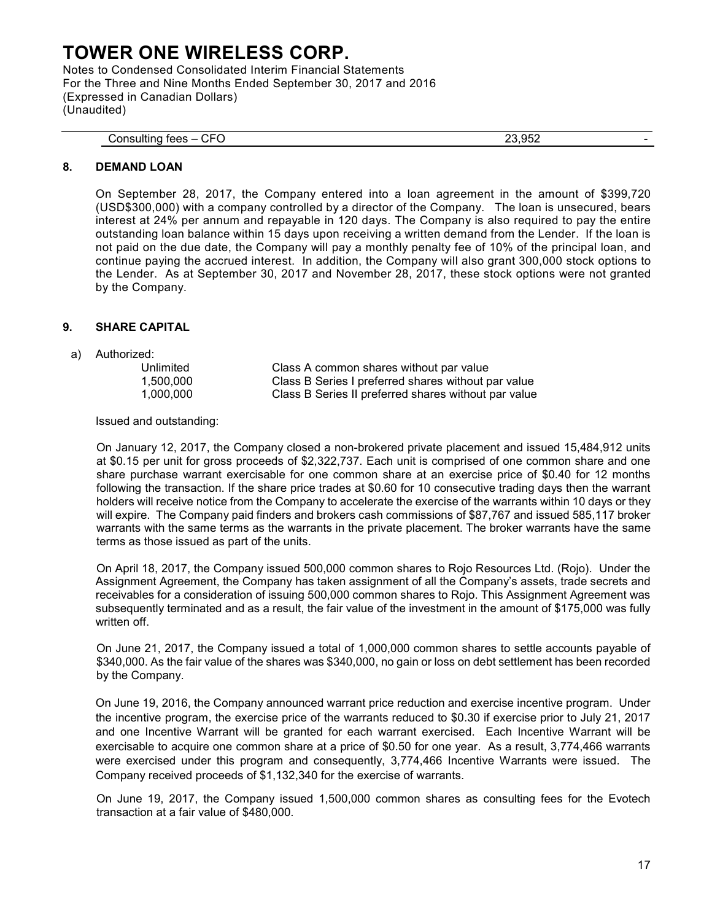| Consulting fees – CFO | 23,952 | - |
|---|---|---|

## 8. DEMAND LOAN

On September 28, 2017, the Company entered into a loan agreement in the amount of $399,720 (USD$300,000) with a company controlled by a director of the Company. The loan is unsecured, bears interest at 24% per annum and repayable in 120 days. The Company is also required to pay the entire outstanding loan balance within 15 days upon receiving a written demand from the Lender. If the loan is not paid on the due date, the Company will pay a monthly penalty fee of 10% of the principal loan, and continue paying the accrued interest. In addition, the Company will also grant 300,000 stock options to the Lender. As at September 30, 2017 and November 28, 2017, these stock options were not granted by the Company.

## 9. SHARE CAPITAL

a) Authorized:

| | |
|---|---|
| Unlimited | Class A common shares without par value |
| 1,500,000 | Class B Series I preferred shares without par value |
| 1,000,000 | Class B Series II preferred shares without par value |

Issued and outstanding:

On January 12, 2017, the Company closed a non-brokered private placement and issued 15,484,912 units at $0.15 per unit for gross proceeds of $2,322,737. Each unit is comprised of one common share and one share purchase warrant exercisable for one common share at an exercise price of $0.40 for 12 months following the transaction. If the share price trades at $0.60 for 10 consecutive trading days then the warrant holders will receive notice from the Company to accelerate the exercise of the warrants within 10 days or they will expire. The Company paid finders and brokers cash commissions of $87,767 and issued 585,117 broker warrants with the same terms as the warrants in the private placement. The broker warrants have the same terms as those issued as part of the units.

On April 18, 2017, the Company issued 500,000 common shares to Rojo Resources Ltd. (Rojo). Under the Assignment Agreement, the Company has taken assignment of all the Company's assets, trade secrets and receivables for a consideration of issuing 500,000 common shares to Rojo. This Assignment Agreement was subsequently terminated and as a result, the fair value of the investment in the amount of $175,000 was fully written off.

On June 21, 2017, the Company issued a total of 1,000,000 common shares to settle accounts payable of $340,000. As the fair value of the shares was $340,000, no gain or loss on debt settlement has been recorded by the Company.

On June 19, 2016, the Company announced warrant price reduction and exercise incentive program. Under the incentive program, the exercise price of the warrants reduced to $0.30 if exercise prior to July 21, 2017 and one Incentive Warrant will be granted for each warrant exercised. Each Incentive Warrant will be exercisable to acquire one common share at a price of $0.50 for one year. As a result, 3,774,466 warrants were exercised under this program and consequently, 3,774,466 Incentive Warrants were issued. The Company received proceeds of $1,132,340 for the exercise of warrants.

On June 19, 2017, the Company issued 1,500,000 common shares as consulting fees for the Evotech transaction at a fair value of $480,000.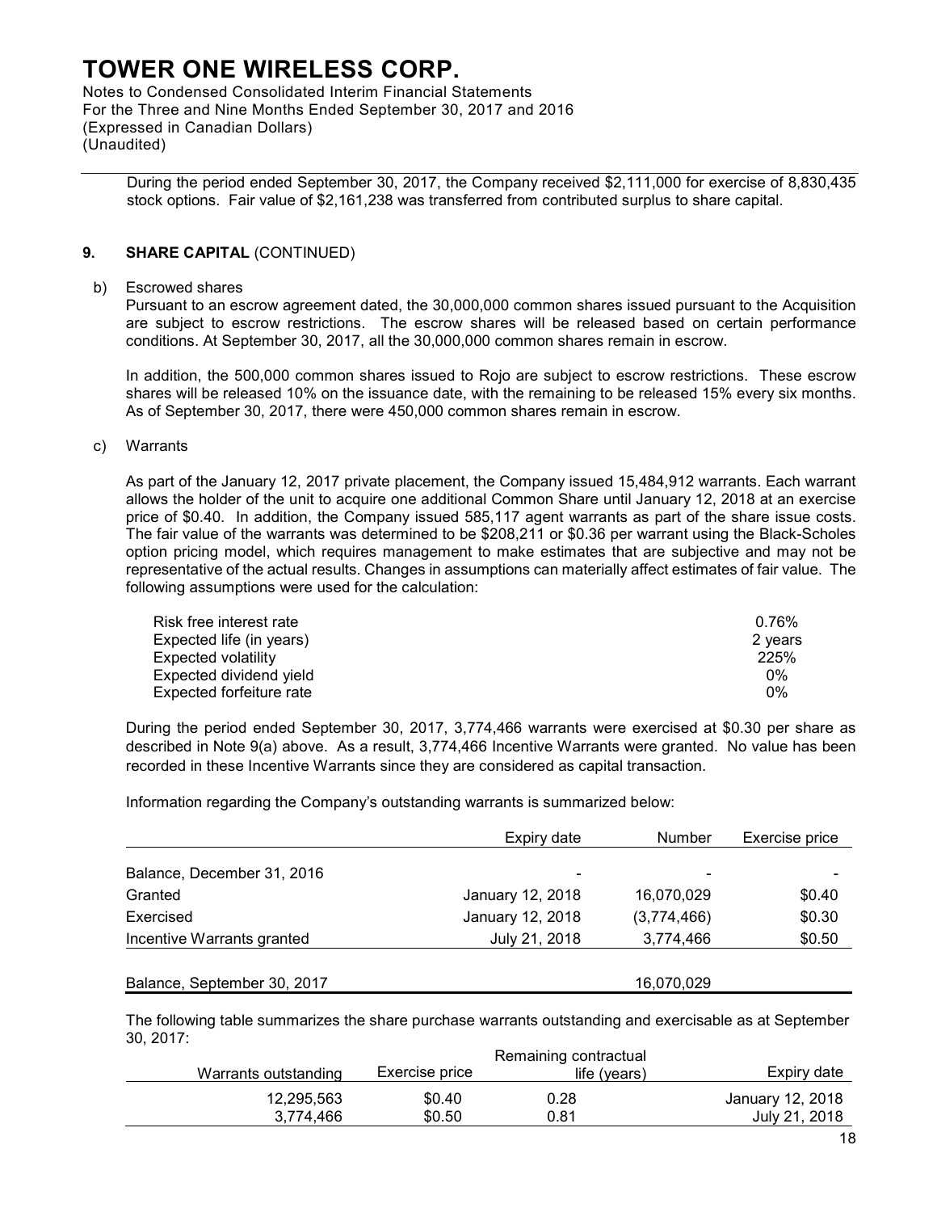During the period ended September 30, 2017, the Company received $2,111,000 for exercise of 8,830,435 stock options. Fair value of $2,161,238 was transferred from contributed surplus to share capital.

## 9. SHARE CAPITAL (CONTINUED)

b) Escrowed shares

Pursuant to an escrow agreement dated, the 30,000,000 common shares issued pursuant to the Acquisition are subject to escrow restrictions. The escrow shares will be released based on certain performance conditions. At September 30, 2017, all the 30,000,000 common shares remain in escrow.

In addition, the 500,000 common shares issued to Rojo are subject to escrow restrictions. These escrow shares will be released 10% on the issuance date, with the remaining to be released 15% every six months. As of September 30, 2017, there were 450,000 common shares remain in escrow.

c) Warrants

As part of the January 12, 2017 private placement, the Company issued 15,484,912 warrants. Each warrant allows the holder of the unit to acquire one additional Common Share until January 12, 2018 at an exercise price of $0.40. In addition, the Company issued 585,117 agent warrants as part of the share issue costs. The fair value of the warrants was determined to be $208,211 or $0.36 per warrant using the Black-Scholes option pricing model, which requires management to make estimates that are subjective and may not be representative of the actual results. Changes in assumptions can materially affect estimates of fair value. The following assumptions were used for the calculation:

| | |
|---|---|
| Risk free interest rate | 0.76% |
| Expected life (in years) | 2 years |
| Expected volatility | 225% |
| Expected dividend yield | 0% |
| Expected forfeiture rate | 0% |

During the period ended September 30, 2017, 3,774,466 warrants were exercised at $0.30 per share as described in Note 9(a) above. As a result, 3,774,466 Incentive Warrants were granted. No value has been recorded in these Incentive Warrants since they are considered as capital transaction.

Information regarding the Company's outstanding warrants is summarized below:

| | Expiry date | Number | Exercise price |
|---|---|---|---|
| Balance, December 31, 2016 | - | - | - |
| Granted | January 12, 2018 | 16,070,029 | $0.40 |
| Exercised | January 12, 2018 | (3,774,466) | $0.30 |
| Incentive Warrants granted | July 21, 2018 | 3,774,466 | $0.50 |
| Balance, September 30, 2017 | | 16,070,029 | |

The following table summarizes the share purchase warrants outstanding and exercisable as at September 30, 2017:

| Warrants outstanding | Exercise price | Remaining contractual life (years) | Expiry date |
|---|---|---|---|
| 12,295,563 | $0.40 | 0.28 | January 12, 2018 |
| 3,774,466 | $0.50 | 0.81 | July 21, 2018 |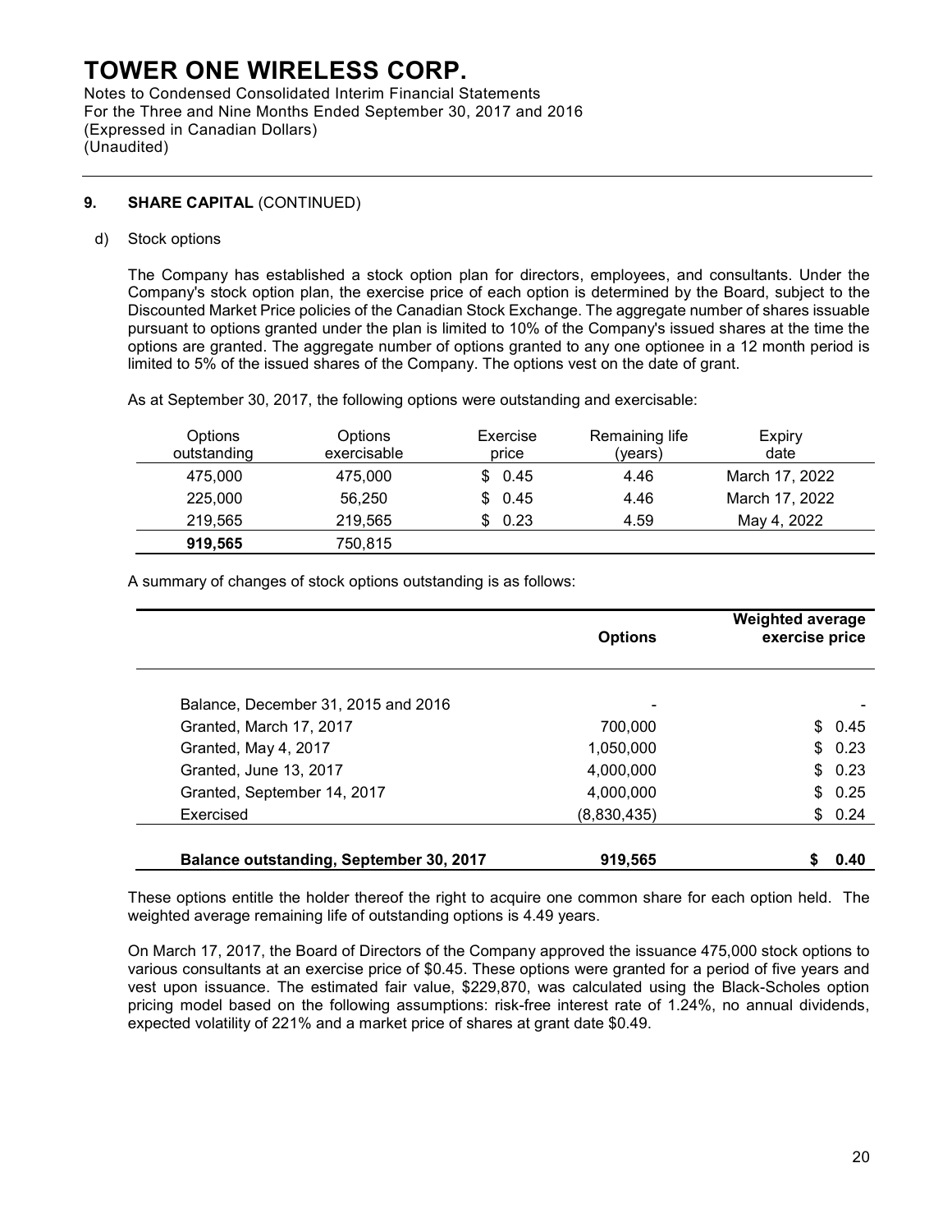# TOWER ONE WIRELESS CORP.

Notes to Condensed Consolidated Interim Financial Statements
For the Three and Nine Months Ended September 30, 2017 and 2016
(Expressed in Canadian Dollars)
(Unaudited)

## 9. SHARE CAPITAL (CONTINUED)

d) Stock options

The Company has established a stock option plan for directors, employees, and consultants. Under the Company's stock option plan, the exercise price of each option is determined by the Board, subject to the Discounted Market Price policies of the Canadian Stock Exchange. The aggregate number of shares issuable pursuant to options granted under the plan is limited to 10% of the Company's issued shares at the time the options are granted. The aggregate number of options granted to any one optionee in a 12 month period is limited to 5% of the issued shares of the Company. The options vest on the date of grant.

As at September 30, 2017, the following options were outstanding and exercisable:

| Options outstanding | Options exercisable | Exercise price | Remaining life (years) | Expiry date |
|---|---|---|---|---|
| 475,000 | 475,000 | $ 0.45 | 4.46 | March 17, 2022 |
| 225,000 | 56,250 | $ 0.45 | 4.46 | March 17, 2022 |
| 219,565 | 219,565 | $ 0.23 | 4.59 | May 4, 2022 |
| **919,565** | 750,815 | | | |

A summary of changes of stock options outstanding is as follows:

| | Options | Weighted average exercise price |
|---|---|---|
| Balance, December 31, 2015 and 2016 | - | - |
| Granted, March 17, 2017 | 700,000 | $ 0.45 |
| Granted, May 4, 2017 | 1,050,000 | $ 0.23 |
| Granted, June 13, 2017 | 4,000,000 | $ 0.23 |
| Granted, September 14, 2017 | 4,000,000 | $ 0.25 |
| Exercised | (8,830,435) | $ 0.24 |
| **Balance outstanding, September 30, 2017** | **919,565** | **$ 0.40** |

These options entitle the holder thereof the right to acquire one common share for each option held. The weighted average remaining life of outstanding options is 4.49 years.

On March 17, 2017, the Board of Directors of the Company approved the issuance 475,000 stock options to various consultants at an exercise price of $0.45. These options were granted for a period of five years and vest upon issuance. The estimated fair value, $229,870, was calculated using the Black-Scholes option pricing model based on the following assumptions: risk-free interest rate of 1.24%, no annual dividends, expected volatility of 221% and a market price of shares at grant date $0.49.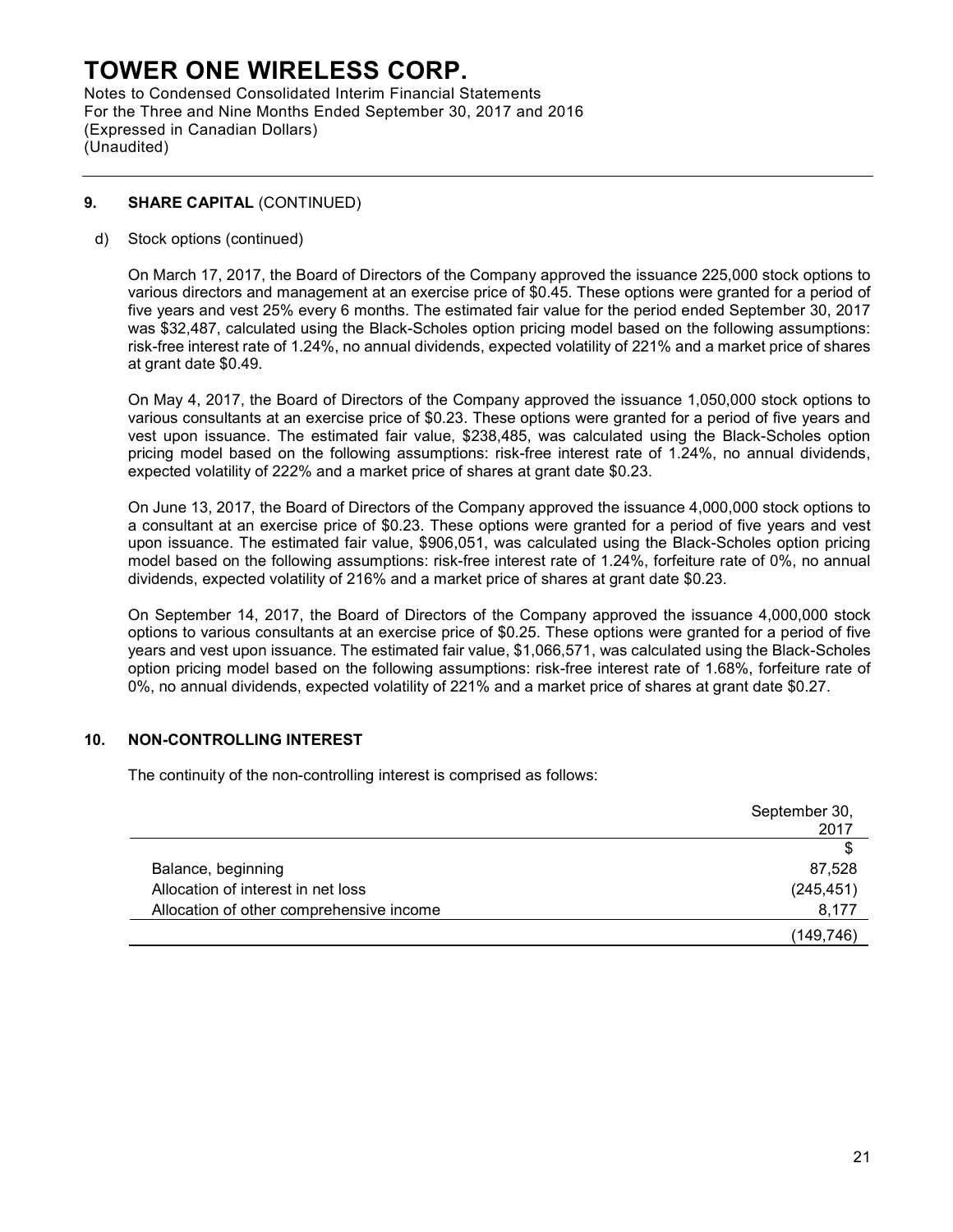## 9. SHARE CAPITAL (CONTINUED)

d) Stock options (continued)

On March 17, 2017, the Board of Directors of the Company approved the issuance 225,000 stock options to various directors and management at an exercise price of $0.45. These options were granted for a period of five years and vest 25% every 6 months. The estimated fair value for the period ended September 30, 2017 was $32,487, calculated using the Black-Scholes option pricing model based on the following assumptions: risk-free interest rate of 1.24%, no annual dividends, expected volatility of 221% and a market price of shares at grant date $0.49.

On May 4, 2017, the Board of Directors of the Company approved the issuance 1,050,000 stock options to various consultants at an exercise price of $0.23. These options were granted for a period of five years and vest upon issuance. The estimated fair value, $238,485, was calculated using the Black-Scholes option pricing model based on the following assumptions: risk-free interest rate of 1.24%, no annual dividends, expected volatility of 222% and a market price of shares at grant date $0.23.

On June 13, 2017, the Board of Directors of the Company approved the issuance 4,000,000 stock options to a consultant at an exercise price of $0.23. These options were granted for a period of five years and vest upon issuance. The estimated fair value, $906,051, was calculated using the Black-Scholes option pricing model based on the following assumptions: risk-free interest rate of 1.24%, forfeiture rate of 0%, no annual dividends, expected volatility of 216% and a market price of shares at grant date $0.23.

On September 14, 2017, the Board of Directors of the Company approved the issuance 4,000,000 stock options to various consultants at an exercise price of $0.25. These options were granted for a period of five years and vest upon issuance. The estimated fair value, $1,066,571, was calculated using the Black-Scholes option pricing model based on the following assumptions: risk-free interest rate of 1.68%, forfeiture rate of 0%, no annual dividends, expected volatility of 221% and a market price of shares at grant date $0.27.

## 10. NON-CONTROLLING INTEREST

The continuity of the non-controlling interest is comprised as follows:

| | September 30, 2017 |
|---|---|
| | $ |
| Balance, beginning | 87,528 |
| Allocation of interest in net loss | (245,451) |
| Allocation of other comprehensive income | 8,177 |
| | (149,746) |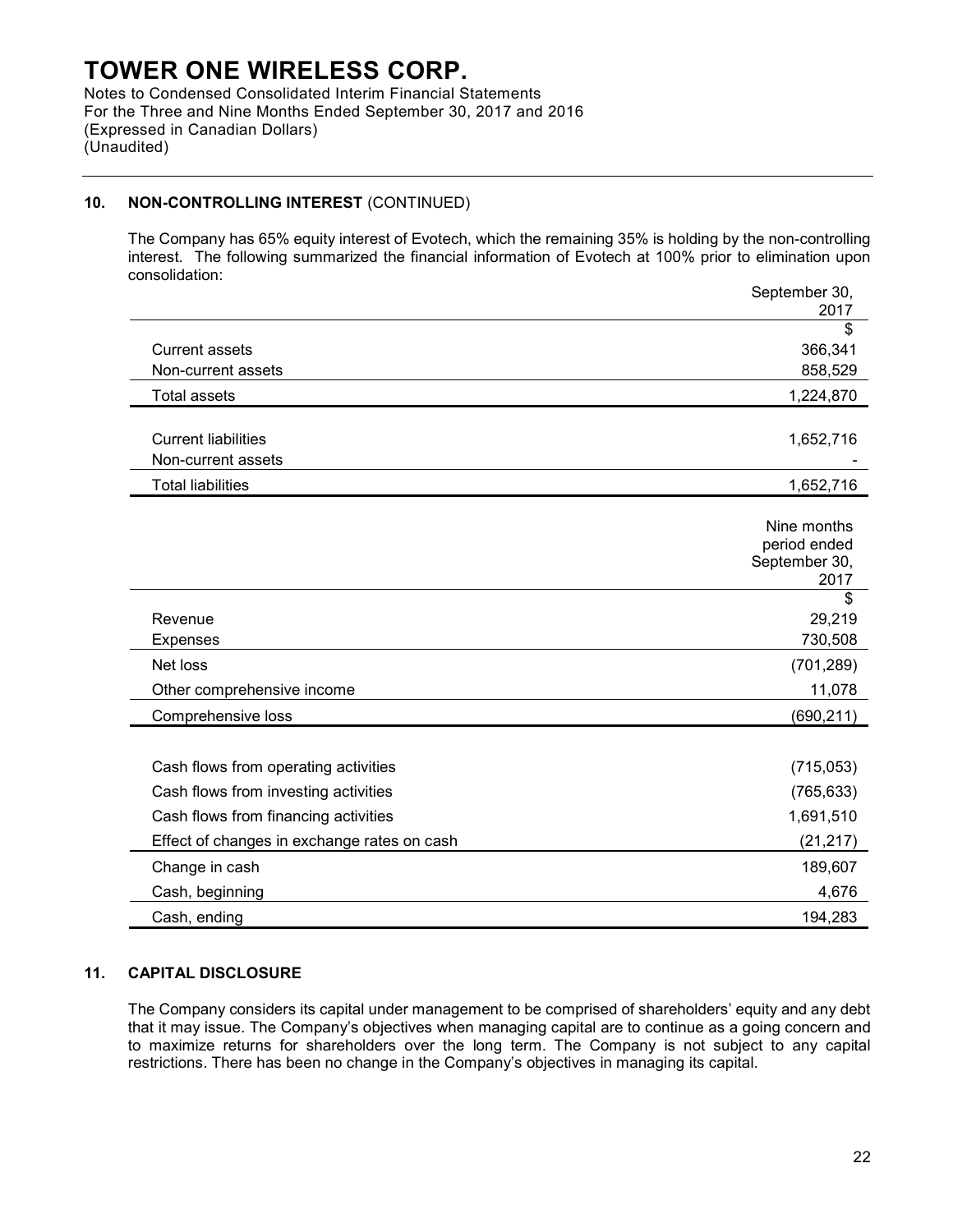## 10. NON-CONTROLLING INTEREST (CONTINUED)

The Company has 65% equity interest of Evotech, which the remaining 35% is holding by the non-controlling interest. The following summarized the financial information of Evotech at 100% prior to elimination upon consolidation:

| | September 30, 2017 |
|---|---|
| | $ |
| Current assets | 366,341 |
| Non-current assets | 858,529 |
| Total assets | 1,224,870 |
| | |
| Current liabilities | 1,652,716 |
| Non-current assets | - |
| Total liabilities | 1,652,716 |

| | Nine months period ended September 30, 2017 |
|---|---|
| | $ |
| Revenue | 29,219 |
| Expenses | 730,508 |
| Net loss | (701,289) |
| Other comprehensive income | 11,078 |
| Comprehensive loss | (690,211) |
| | |
| Cash flows from operating activities | (715,053) |
| Cash flows from investing activities | (765,633) |
| Cash flows from financing activities | 1,691,510 |
| Effect of changes in exchange rates on cash | (21,217) |
| Change in cash | 189,607 |
| Cash, beginning | 4,676 |
| Cash, ending | 194,283 |

## 11. CAPITAL DISCLOSURE

The Company considers its capital under management to be comprised of shareholders' equity and any debt that it may issue. The Company's objectives when managing capital are to continue as a going concern and to maximize returns for shareholders over the long term. The Company is not subject to any capital restrictions. There has been no change in the Company's objectives in managing its capital.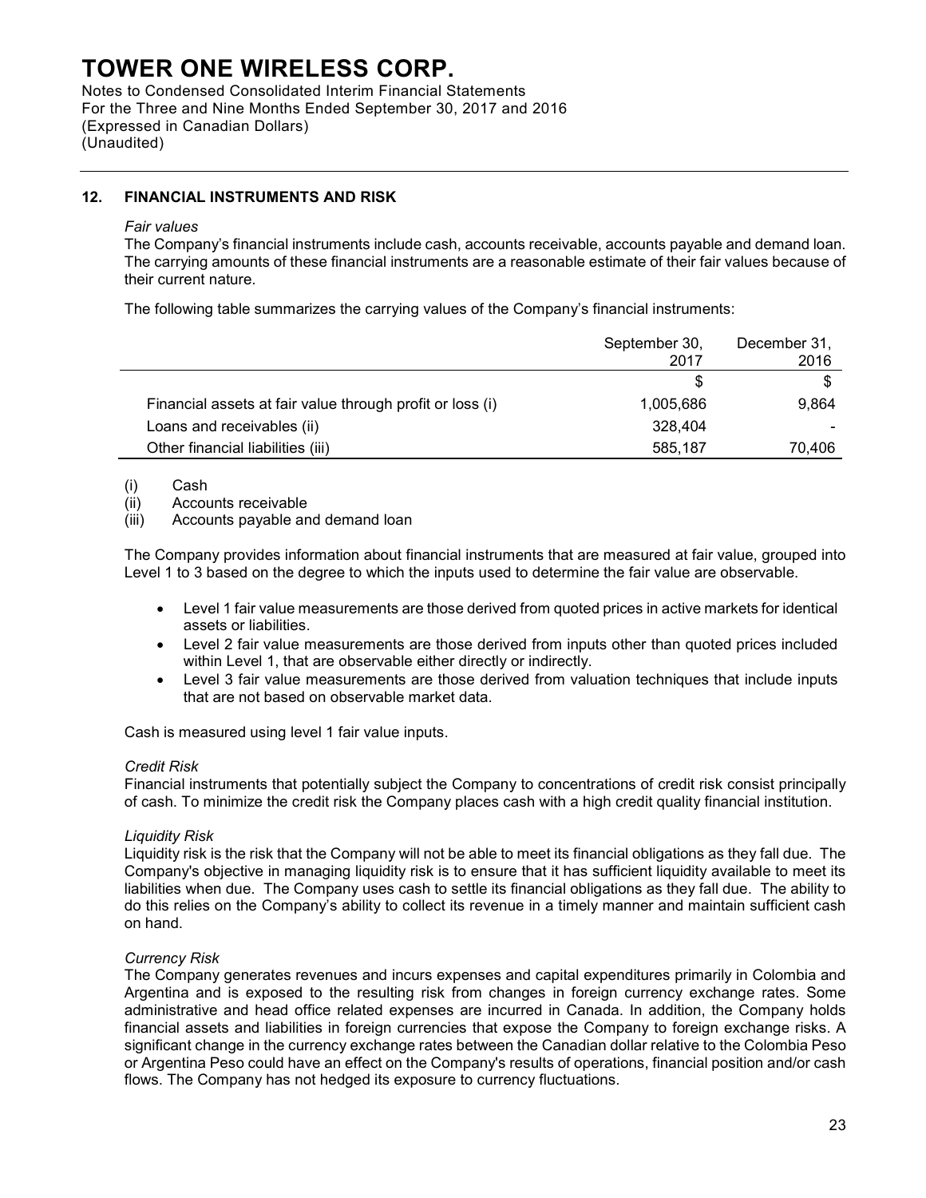## 12. FINANCIAL INSTRUMENTS AND RISK

*Fair values*

The Company's financial instruments include cash, accounts receivable, accounts payable and demand loan. The carrying amounts of these financial instruments are a reasonable estimate of their fair values because of their current nature.

The following table summarizes the carrying values of the Company's financial instruments:

| | September 30, 2017 | December 31, 2016 |
|---|---|---|
| | $ | $ |
| Financial assets at fair value through profit or loss (i) | 1,005,686 | 9,864 |
| Loans and receivables (ii) | 328,404 | - |
| Other financial liabilities (iii) | 585,187 | 70,406 |

(i) Cash
(ii) Accounts receivable
(iii) Accounts payable and demand loan

The Company provides information about financial instruments that are measured at fair value, grouped into Level 1 to 3 based on the degree to which the inputs used to determine the fair value are observable.

- Level 1 fair value measurements are those derived from quoted prices in active markets for identical assets or liabilities.
- Level 2 fair value measurements are those derived from inputs other than quoted prices included within Level 1, that are observable either directly or indirectly.
- Level 3 fair value measurements are those derived from valuation techniques that include inputs that are not based on observable market data.

Cash is measured using level 1 fair value inputs.

*Credit Risk*

Financial instruments that potentially subject the Company to concentrations of credit risk consist principally of cash. To minimize the credit risk the Company places cash with a high credit quality financial institution.

*Liquidity Risk*

Liquidity risk is the risk that the Company will not be able to meet its financial obligations as they fall due. The Company's objective in managing liquidity risk is to ensure that it has sufficient liquidity available to meet its liabilities when due. The Company uses cash to settle its financial obligations as they fall due. The ability to do this relies on the Company's ability to collect its revenue in a timely manner and maintain sufficient cash on hand.

*Currency Risk*

The Company generates revenues and incurs expenses and capital expenditures primarily in Colombia and Argentina and is exposed to the resulting risk from changes in foreign currency exchange rates. Some administrative and head office related expenses are incurred in Canada. In addition, the Company holds financial assets and liabilities in foreign currencies that expose the Company to foreign exchange risks. A significant change in the currency exchange rates between the Canadian dollar relative to the Colombia Peso or Argentina Peso could have an effect on the Company's results of operations, financial position and/or cash flows. The Company has not hedged its exposure to currency fluctuations.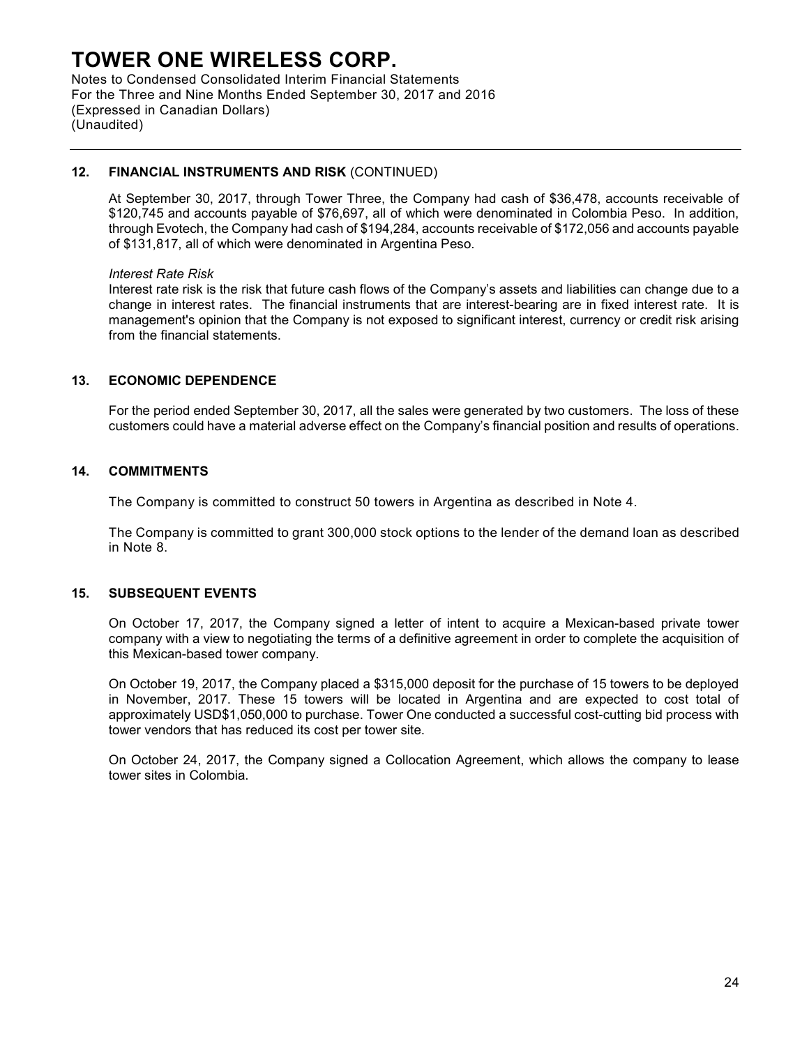# TOWER ONE WIRELESS CORP.

Notes to Condensed Consolidated Interim Financial Statements
For the Three and Nine Months Ended September 30, 2017 and 2016
(Expressed in Canadian Dollars)
(Unaudited)

## 12. FINANCIAL INSTRUMENTS AND RISK (CONTINUED)

At September 30, 2017, through Tower Three, the Company had cash of $36,478, accounts receivable of $120,745 and accounts payable of $76,697, all of which were denominated in Colombia Peso. In addition, through Evotech, the Company had cash of $194,284, accounts receivable of $172,056 and accounts payable of $131,817, all of which were denominated in Argentina Peso.

*Interest Rate Risk*

Interest rate risk is the risk that future cash flows of the Company's assets and liabilities can change due to a change in interest rates. The financial instruments that are interest-bearing are in fixed interest rate. It is management's opinion that the Company is not exposed to significant interest, currency or credit risk arising from the financial statements.

## 13. ECONOMIC DEPENDENCE

For the period ended September 30, 2017, all the sales were generated by two customers. The loss of these customers could have a material adverse effect on the Company's financial position and results of operations.

## 14. COMMITMENTS

The Company is committed to construct 50 towers in Argentina as described in Note 4.

The Company is committed to grant 300,000 stock options to the lender of the demand loan as described in Note 8.

## 15. SUBSEQUENT EVENTS

On October 17, 2017, the Company signed a letter of intent to acquire a Mexican-based private tower company with a view to negotiating the terms of a definitive agreement in order to complete the acquisition of this Mexican-based tower company.

On October 19, 2017, the Company placed a $315,000 deposit for the purchase of 15 towers to be deployed in November, 2017. These 15 towers will be located in Argentina and are expected to cost total of approximately USD$1,050,000 to purchase. Tower One conducted a successful cost-cutting bid process with tower vendors that has reduced its cost per tower site.

On October 24, 2017, the Company signed a Collocation Agreement, which allows the company to lease tower sites in Colombia.